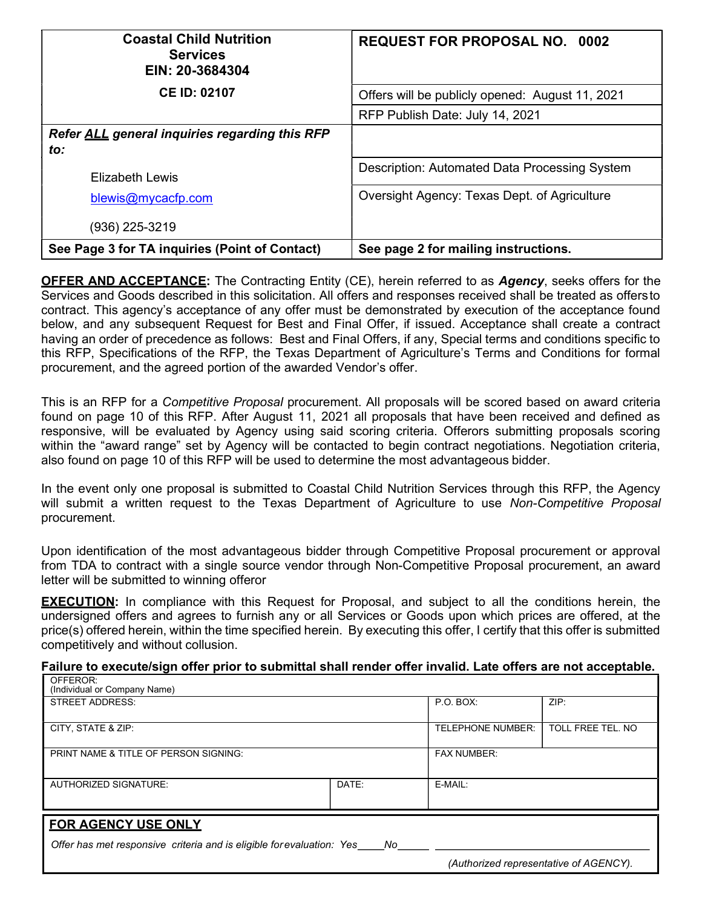| Coastal Child Nutrition Services<br>EIN: 20-3684304 | REQUEST FOR PROPOSAL NO. 0002 |
|---|---|
| CE ID: 02107 | Offers will be publicly opened: August 11, 2021 |
| | RFP Publish Date: July 14, 2021 |
| *Refer ALL general inquiries regarding this RFP to:* | |
| Elizabeth Lewis | Description: Automated Data Processing System |
| blewis@mycacfp.com | Oversight Agency: Texas Dept. of Agriculture |
| (936) 225-3219 | |
| **See Page 3 for TA inquiries (Point of Contact)** | **See page 2 for mailing instructions.** |

**OFFER AND ACCEPTANCE:** The Contracting Entity (CE), herein referred to as ***Agency***, seeks offers for the Services and Goods described in this solicitation. All offers and responses received shall be treated as offers to contract. This agency's acceptance of any offer must be demonstrated by execution of the acceptance found below, and any subsequent Request for Best and Final Offer, if issued. Acceptance shall create a contract having an order of precedence as follows: Best and Final Offers, if any, Special terms and conditions specific to this RFP, Specifications of the RFP, the Texas Department of Agriculture's Terms and Conditions for formal procurement, and the agreed portion of the awarded Vendor's offer.

This is an RFP for a *Competitive Proposal* procurement. All proposals will be scored based on award criteria found on page 10 of this RFP. After August 11, 2021 all proposals that have been received and defined as responsive, will be evaluated by Agency using said scoring criteria. Offerors submitting proposals scoring within the "award range" set by Agency will be contacted to begin contract negotiations. Negotiation criteria, also found on page 10 of this RFP will be used to determine the most advantageous bidder.

In the event only one proposal is submitted to Coastal Child Nutrition Services through this RFP, the Agency will submit a written request to the Texas Department of Agriculture to use *Non-Competitive Proposal* procurement.

Upon identification of the most advantageous bidder through Competitive Proposal procurement or approval from TDA to contract with a single source vendor through Non-Competitive Proposal procurement, an award letter will be submitted to winning offeror

**EXECUTION:** In compliance with this Request for Proposal, and subject to all the conditions herein, the undersigned offers and agrees to furnish any or all Services or Goods upon which prices are offered, at the price(s) offered herein, within the time specified herein. By executing this offer, I certify that this offer is submitted competitively and without collusion.

**Failure to execute/sign offer prior to submittal shall render offer invalid. Late offers are not acceptable.**

| OFFEROR:<br>(Individual or Company Name) | | | |
|---|---|---|---|
| STREET ADDRESS: | | P.O. BOX: | ZIP: |
| CITY, STATE & ZIP: | | TELEPHONE NUMBER: | TOLL FREE TEL. NO |
| PRINT NAME & TITLE OF PERSON SIGNING: | | FAX NUMBER: | |
| AUTHORIZED SIGNATURE: | DATE: | E-MAIL: | |

**FOR AGENCY USE ONLY**

*Offer has met responsive criteria and is eligible for evaluation: Yes____No_____* ___________________________________

*(Authorized representative of AGENCY).*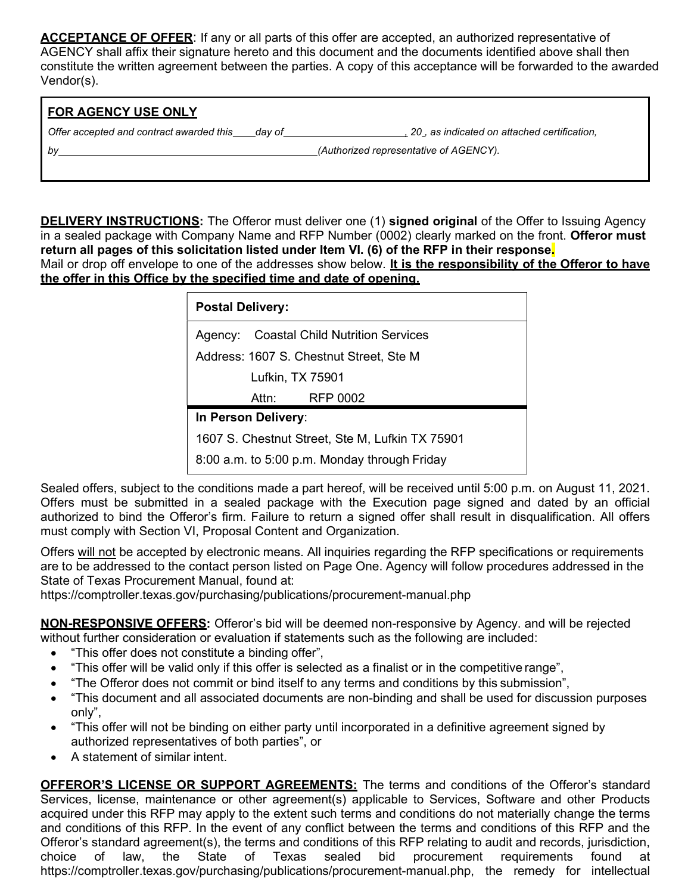**ACCEPTANCE OF OFFER**: If any or all parts of this offer are accepted, an authorized representative of AGENCY shall affix their signature hereto and this document and the documents identified above shall then constitute the written agreement between the parties. A copy of this acceptance will be forwarded to the awarded Vendor(s).

| **FOR AGENCY USE ONLY** |
|---|
| *Offer accepted and contract awarded this\_\_\_\_day of\_\_\_\_\_\_\_\_\_\_\_\_\_\_\_\_\_\_\_\_\_, 20\_, as indicated on attached certification,* |
| *by\_\_\_\_\_\_\_\_\_\_\_\_\_\_\_\_\_\_\_\_\_\_\_\_\_\_\_\_\_\_\_\_\_\_\_\_\_\_\_\_\_\_\_\_(Authorized representative of AGENCY).* |

**DELIVERY INSTRUCTIONS:** The Offeror must deliver one (1) **signed original** of the Offer to Issuing Agency in a sealed package with Company Name and RFP Number (0002) clearly marked on the front. **Offeror must return all pages of this solicitation listed under Item VI. (6) of the RFP in their response.** Mail or drop off envelope to one of the addresses show below. **It is the responsibility of the Offeror to have the offer in this Office by the specified time and date of opening.**

| **Postal Delivery:** |
|---|
| Agency: Coastal Child Nutrition Services |
| Address: 1607 S. Chestnut Street, Ste M |
| Lufkin, TX 75901 |
| Attn: RFP 0002 |
| **In Person Delivery**: |
| 1607 S. Chestnut Street, Ste M, Lufkin TX 75901 |
| 8:00 a.m. to 5:00 p.m. Monday through Friday |

Sealed offers, subject to the conditions made a part hereof, will be received until 5:00 p.m. on August 11, 2021. Offers must be submitted in a sealed package with the Execution page signed and dated by an official authorized to bind the Offeror's firm. Failure to return a signed offer shall result in disqualification. All offers must comply with Section VI, Proposal Content and Organization.

Offers will not be accepted by electronic means. All inquiries regarding the RFP specifications or requirements are to be addressed to the contact person listed on Page One. Agency will follow procedures addressed in the State of Texas Procurement Manual, found at:
https://comptroller.texas.gov/purchasing/publications/procurement-manual.php

**NON-RESPONSIVE OFFERS:** Offeror's bid will be deemed non-responsive by Agency. and will be rejected without further consideration or evaluation if statements such as the following are included:

- "This offer does not constitute a binding offer",
- "This offer will be valid only if this offer is selected as a finalist or in the competitive range",
- "The Offeror does not commit or bind itself to any terms and conditions by this submission",
- "This document and all associated documents are non-binding and shall be used for discussion purposes only",
- "This offer will not be binding on either party until incorporated in a definitive agreement signed by authorized representatives of both parties", or
- A statement of similar intent.

**OFFEROR'S LICENSE OR SUPPORT AGREEMENTS:** The terms and conditions of the Offeror's standard Services, license, maintenance or other agreement(s) applicable to Services, Software and other Products acquired under this RFP may apply to the extent such terms and conditions do not materially change the terms and conditions of this RFP. In the event of any conflict between the terms and conditions of this RFP and the Offeror's standard agreement(s), the terms and conditions of this RFP relating to audit and records, jurisdiction, choice of law, the State of Texas sealed bid procurement requirements found at https://comptroller.texas.gov/purchasing/publications/procurement-manual.php, the remedy for intellectual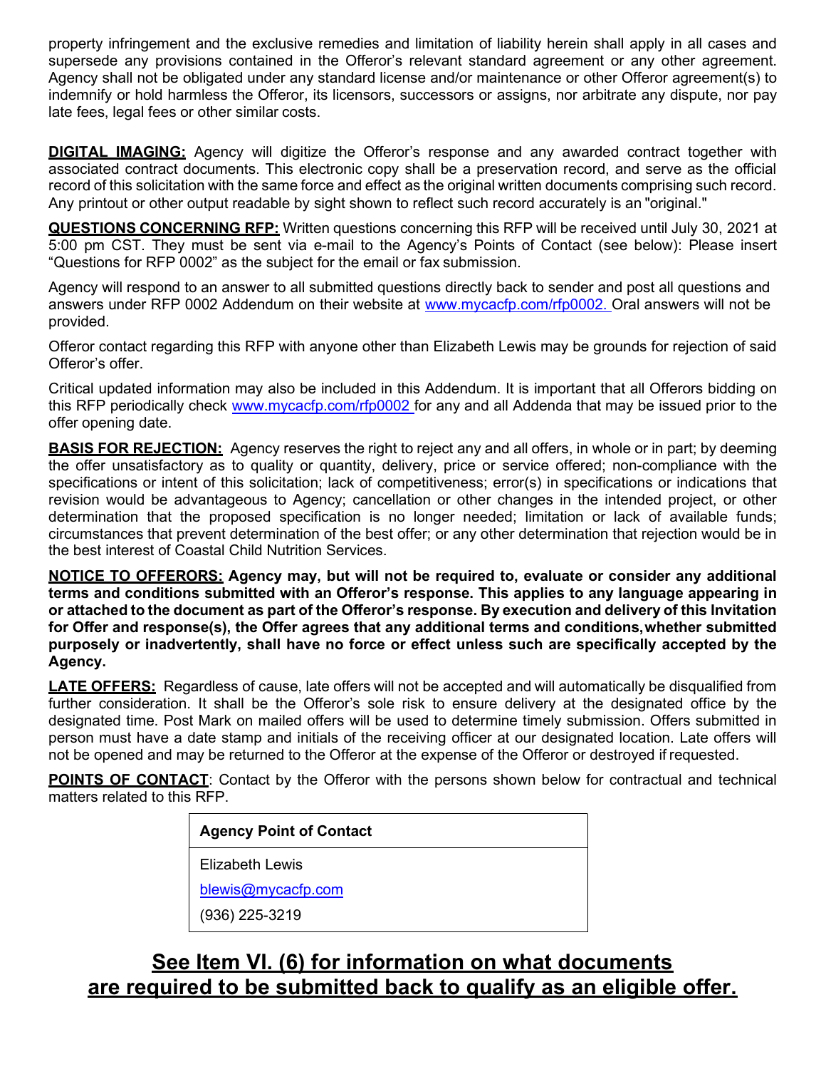property infringement and the exclusive remedies and limitation of liability herein shall apply in all cases and supersede any provisions contained in the Offeror's relevant standard agreement or any other agreement. Agency shall not be obligated under any standard license and/or maintenance or other Offeror agreement(s) to indemnify or hold harmless the Offeror, its licensors, successors or assigns, nor arbitrate any dispute, nor pay late fees, legal fees or other similar costs.

**DIGITAL IMAGING:** Agency will digitize the Offeror's response and any awarded contract together with associated contract documents. This electronic copy shall be a preservation record, and serve as the official record of this solicitation with the same force and effect as the original written documents comprising such record. Any printout or other output readable by sight shown to reflect such record accurately is an "original."

**QUESTIONS CONCERNING RFP:** Written questions concerning this RFP will be received until July 30, 2021 at 5:00 pm CST. They must be sent via e-mail to the Agency's Points of Contact (see below): Please insert "Questions for RFP 0002" as the subject for the email or fax submission.

Agency will respond to an answer to all submitted questions directly back to sender and post all questions and answers under RFP 0002 Addendum on their website at www.mycacfp.com/rfp0002. Oral answers will not be provided.

Offeror contact regarding this RFP with anyone other than Elizabeth Lewis may be grounds for rejection of said Offeror's offer.

Critical updated information may also be included in this Addendum. It is important that all Offerors bidding on this RFP periodically check www.mycacfp.com/rfp0002 for any and all Addenda that may be issued prior to the offer opening date.

**BASIS FOR REJECTION:** Agency reserves the right to reject any and all offers, in whole or in part; by deeming the offer unsatisfactory as to quality or quantity, delivery, price or service offered; non-compliance with the specifications or intent of this solicitation; lack of competitiveness; error(s) in specifications or indications that revision would be advantageous to Agency; cancellation or other changes in the intended project, or other determination that the proposed specification is no longer needed; limitation or lack of available funds; circumstances that prevent determination of the best offer; or any other determination that rejection would be in the best interest of Coastal Child Nutrition Services.

**NOTICE TO OFFERORS: Agency may, but will not be required to, evaluate or consider any additional terms and conditions submitted with an Offeror's response. This applies to any language appearing in or attached to the document as part of the Offeror's response. By execution and delivery of this Invitation for Offer and response(s), the Offer agrees that any additional terms and conditions, whether submitted purposely or inadvertently, shall have no force or effect unless such are specifically accepted by the Agency.**

**LATE OFFERS:** Regardless of cause, late offers will not be accepted and will automatically be disqualified from further consideration. It shall be the Offeror's sole risk to ensure delivery at the designated office by the designated time. Post Mark on mailed offers will be used to determine timely submission. Offers submitted in person must have a date stamp and initials of the receiving officer at our designated location. Late offers will not be opened and may be returned to the Offeror at the expense of the Offeror or destroyed if requested.

**POINTS OF CONTACT**: Contact by the Offeror with the persons shown below for contractual and technical matters related to this RFP.

| **Agency Point of Contact** |
|---|
| Elizabeth Lewis<br>blewis@mycacfp.com<br>(936) 225-3219 |

## See Item VI. (6) for information on what documents are required to be submitted back to qualify as an eligible offer.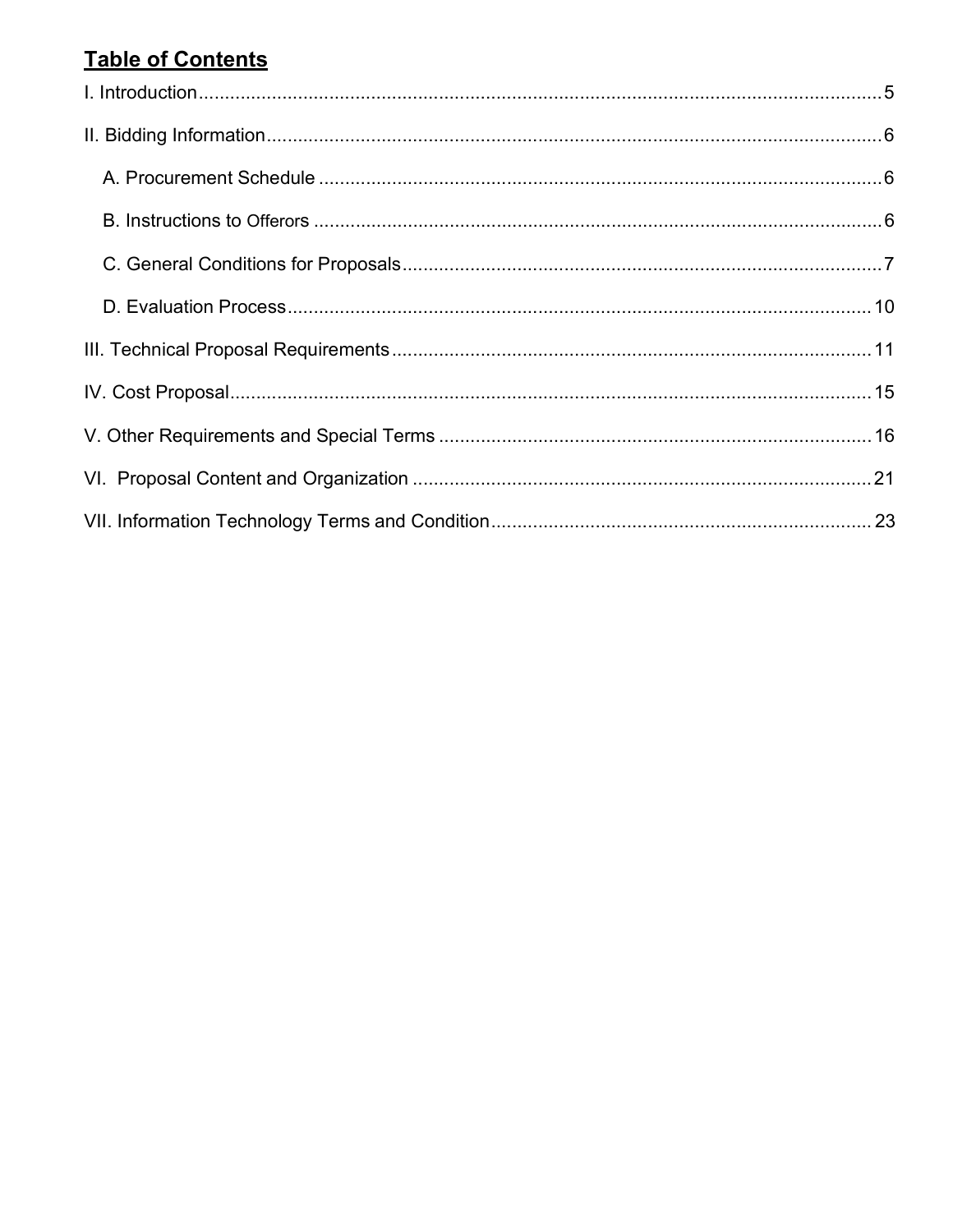## Table of Contents

I. Introduction.......................................................................................................................5

II. Bidding Information.........................................................................................................6

A. Procurement Schedule ................................................................................................6

B. Instructions to Offerors ...............................................................................................6

C. General Conditions for Proposals...............................................................................7

D. Evaluation Process.....................................................................................................10

III. Technical Proposal Requirements...............................................................................11

IV. Cost Proposal..............................................................................................................15

V. Other Requirements and Special Terms .....................................................................16

VI. Proposal Content and Organization ...........................................................................21

VII. Information Technology Terms and Condition...........................................................23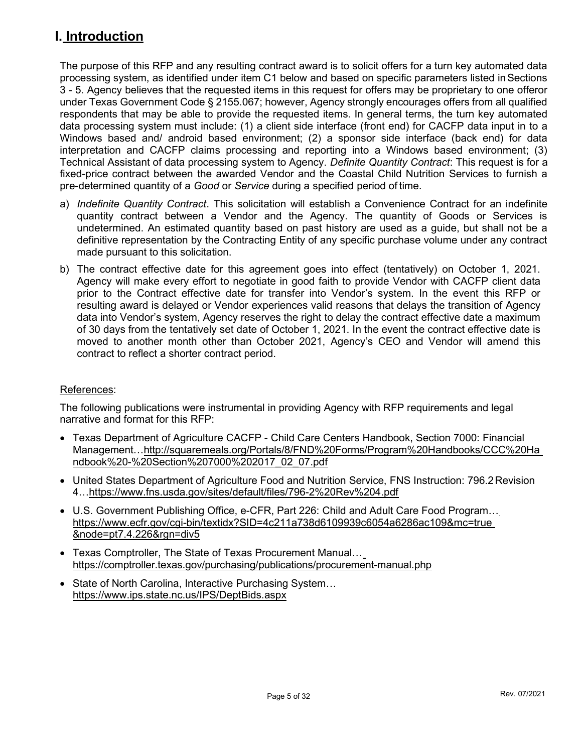# I. Introduction

The purpose of this RFP and any resulting contract award is to solicit offers for a turn key automated data processing system, as identified under item C1 below and based on specific parameters listed in Sections 3 - 5. Agency believes that the requested items in this request for offers may be proprietary to one offeror under Texas Government Code § 2155.067; however, Agency strongly encourages offers from all qualified respondents that may be able to provide the requested items. In general terms, the turn key automated data processing system must include: (1) a client side interface (front end) for CACFP data input in to a Windows based and/ android based environment; (2) a sponsor side interface (back end) for data interpretation and CACFP claims processing and reporting into a Windows based environment; (3) Technical Assistant of data processing system to Agency. *Definite Quantity Contract*: This request is for a fixed-price contract between the awarded Vendor and the Coastal Child Nutrition Services to furnish a pre-determined quantity of a *Good* or *Service* during a specified period of time.

a) *Indefinite Quantity Contract*. This solicitation will establish a Convenience Contract for an indefinite quantity contract between a Vendor and the Agency. The quantity of Goods or Services is undetermined. An estimated quantity based on past history are used as a guide, but shall not be a definitive representation by the Contracting Entity of any specific purchase volume under any contract made pursuant to this solicitation.

b) The contract effective date for this agreement goes into effect (tentatively) on October 1, 2021. Agency will make every effort to negotiate in good faith to provide Vendor with CACFP client data prior to the Contract effective date for transfer into Vendor's system. In the event this RFP or resulting award is delayed or Vendor experiences valid reasons that delays the transition of Agency data into Vendor's system, Agency reserves the right to delay the contract effective date a maximum of 30 days from the tentatively set date of October 1, 2021. In the event the contract effective date is moved to another month other than October 2021, Agency's CEO and Vendor will amend this contract to reflect a shorter contract period.

References:

The following publications were instrumental in providing Agency with RFP requirements and legal narrative and format for this RFP:

- Texas Department of Agriculture CACFP - Child Care Centers Handbook, Section 7000: Financial Management…http://squaremeals.org/Portals/8/FND%20Forms/Program%20Handbooks/CCC%20Handbook%20-%20Section%207000%202017_02_07.pdf
- United States Department of Agriculture Food and Nutrition Service, FNS Instruction: 796.2 Revision 4…https://www.fns.usda.gov/sites/default/files/796-2%20Rev%204.pdf
- U.S. Government Publishing Office, e-CFR, Part 226: Child and Adult Care Food Program… https://www.ecfr.gov/cgi-bin/textidx?SID=4c211a738d6109939c6054a6286ac109&mc=true&node=pt7.4.226&rgn=div5
- Texas Comptroller, The State of Texas Procurement Manual… https://comptroller.texas.gov/purchasing/publications/procurement-manual.php
- State of North Carolina, Interactive Purchasing System… https://www.ips.state.nc.us/IPS/DeptBids.aspx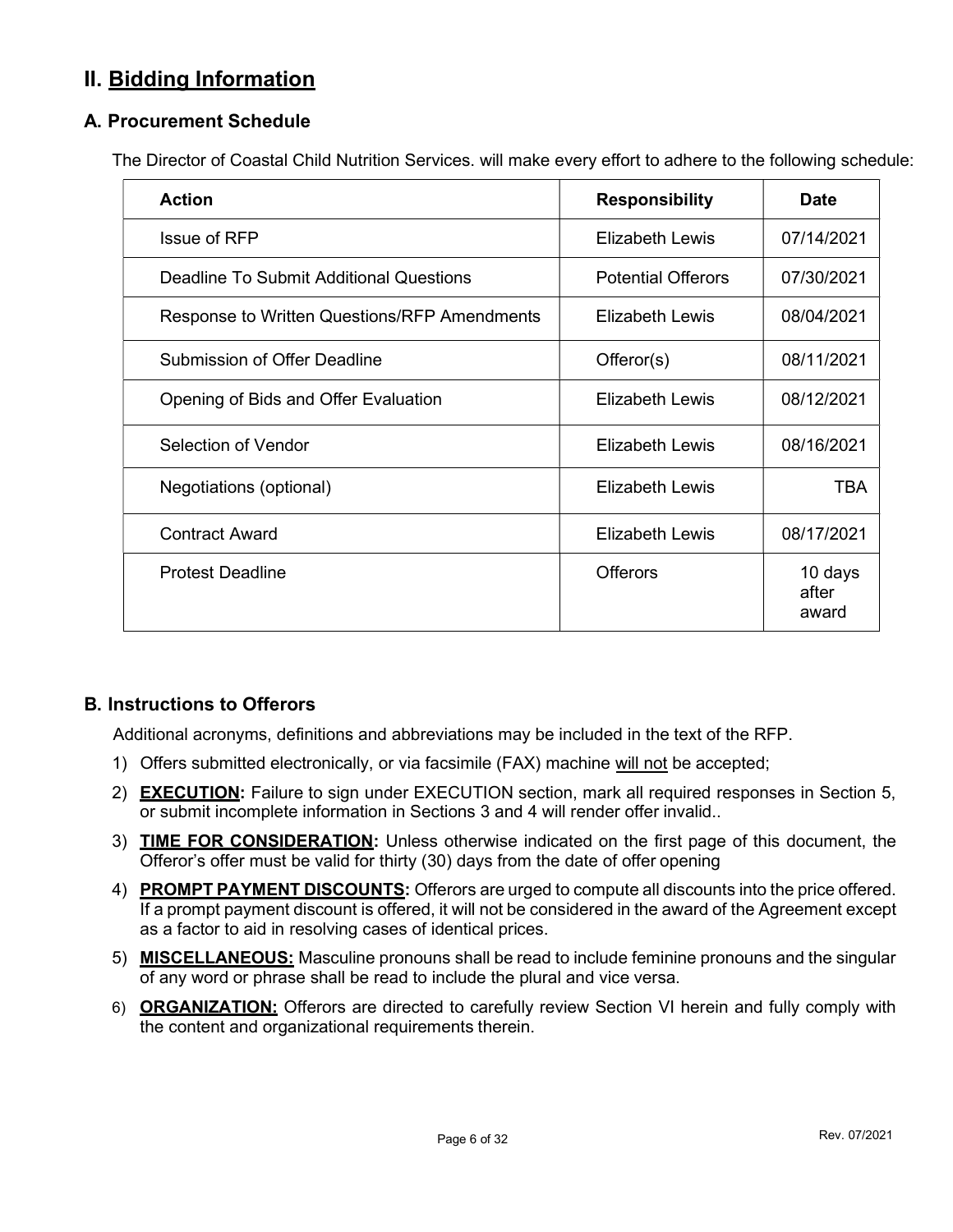## II. Bidding Information

### A. Procurement Schedule

The Director of Coastal Child Nutrition Services. will make every effort to adhere to the following schedule:

| Action | Responsibility | Date |
|---|---|---|
| Issue of RFP | Elizabeth Lewis | 07/14/2021 |
| Deadline To Submit Additional Questions | Potential Offerors | 07/30/2021 |
| Response to Written Questions/RFP Amendments | Elizabeth Lewis | 08/04/2021 |
| Submission of Offer Deadline | Offeror(s) | 08/11/2021 |
| Opening of Bids and Offer Evaluation | Elizabeth Lewis | 08/12/2021 |
| Selection of Vendor | Elizabeth Lewis | 08/16/2021 |
| Negotiations (optional) | Elizabeth Lewis | TBA |
| Contract Award | Elizabeth Lewis | 08/17/2021 |
| Protest Deadline | Offerors | 10 days after award |

### B. Instructions to Offerors

Additional acronyms, definitions and abbreviations may be included in the text of the RFP.

1) Offers submitted electronically, or via facsimile (FAX) machine <u>will not</u> be accepted;
2) **<u>EXECUTION</u>:** Failure to sign under EXECUTION section, mark all required responses in Section 5, or submit incomplete information in Sections 3 and 4 will render offer invalid..
3) **<u>TIME FOR CONSIDERATION</u>:** Unless otherwise indicated on the first page of this document, the Offeror's offer must be valid for thirty (30) days from the date of offer opening
4) **<u>PROMPT PAYMENT DISCOUNTS</u>:** Offerors are urged to compute all discounts into the price offered. If a prompt payment discount is offered, it will not be considered in the award of the Agreement except as a factor to aid in resolving cases of identical prices.
5) **<u>MISCELLANEOUS:</u>** Masculine pronouns shall be read to include feminine pronouns and the singular of any word or phrase shall be read to include the plural and vice versa.
6) **<u>ORGANIZATION:</u>** Offerors are directed to carefully review Section VI herein and fully comply with the content and organizational requirements therein.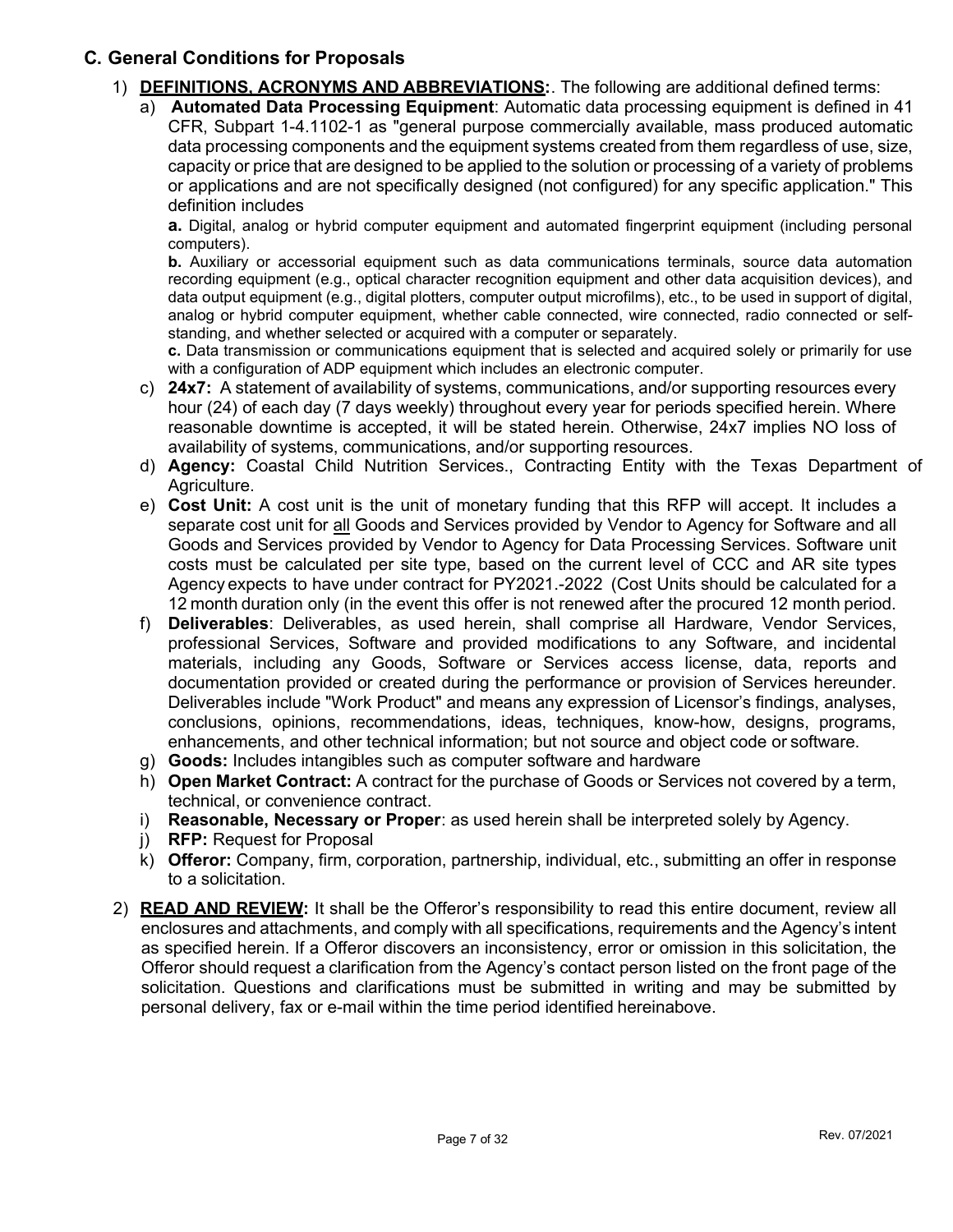## C. General Conditions for Proposals

1) **DEFINITIONS, ACRONYMS AND ABBREVIATIONS:**. The following are additional defined terms:

   a) **Automated Data Processing Equipment**: Automatic data processing equipment is defined in 41 CFR, Subpart 1-4.1102-1 as "general purpose commercially available, mass produced automatic data processing components and the equipment systems created from them regardless of use, size, capacity or price that are designed to be applied to the solution or processing of a variety of problems or applications and are not specifically designed (not configured) for any specific application." This definition includes

      **a.** Digital, analog or hybrid computer equipment and automated fingerprint equipment (including personal computers).

      **b.** Auxiliary or accessorial equipment such as data communications terminals, source data automation recording equipment (e.g., optical character recognition equipment and other data acquisition devices), and data output equipment (e.g., digital plotters, computer output microfilms), etc., to be used in support of digital, analog or hybrid computer equipment, whether cable connected, wire connected, radio connected or self-standing, and whether selected or acquired with a computer or separately.

      **c.** Data transmission or communications equipment that is selected and acquired solely or primarily for use with a configuration of ADP equipment which includes an electronic computer.

   c) **24x7:** A statement of availability of systems, communications, and/or supporting resources every hour (24) of each day (7 days weekly) throughout every year for periods specified herein. Where reasonable downtime is accepted, it will be stated herein. Otherwise, 24x7 implies NO loss of availability of systems, communications, and/or supporting resources.

   d) **Agency:** Coastal Child Nutrition Services., Contracting Entity with the Texas Department of Agriculture.

   e) **Cost Unit:** A cost unit is the unit of monetary funding that this RFP will accept. It includes a separate cost unit for <u>all</u> Goods and Services provided by Vendor to Agency for Software and all Goods and Services provided by Vendor to Agency for Data Processing Services. Software unit costs must be calculated per site type, based on the current level of CCC and AR site types Agency expects to have under contract for PY2021.-2022 (Cost Units should be calculated for a 12 month duration only (in the event this offer is not renewed after the procured 12 month period.

   f) **Deliverables**: Deliverables, as used herein, shall comprise all Hardware, Vendor Services, professional Services, Software and provided modifications to any Software, and incidental materials, including any Goods, Software or Services access license, data, reports and documentation provided or created during the performance or provision of Services hereunder. Deliverables include "Work Product" and means any expression of Licensor's findings, analyses, conclusions, opinions, recommendations, ideas, techniques, know-how, designs, programs, enhancements, and other technical information; but not source and object code or software.

   g) **Goods:** Includes intangibles such as computer software and hardware

   h) **Open Market Contract:** A contract for the purchase of Goods or Services not covered by a term, technical, or convenience contract.

   i) **Reasonable, Necessary or Proper**: as used herein shall be interpreted solely by Agency.

   j) **RFP:** Request for Proposal

   k) **Offeror:** Company, firm, corporation, partnership, individual, etc., submitting an offer in response to a solicitation.

2) **READ AND REVIEW:** It shall be the Offeror's responsibility to read this entire document, review all enclosures and attachments, and comply with all specifications, requirements and the Agency's intent as specified herein. If a Offeror discovers an inconsistency, error or omission in this solicitation, the Offeror should request a clarification from the Agency's contact person listed on the front page of the solicitation. Questions and clarifications must be submitted in writing and may be submitted by personal delivery, fax or e-mail within the time period identified hereinabove.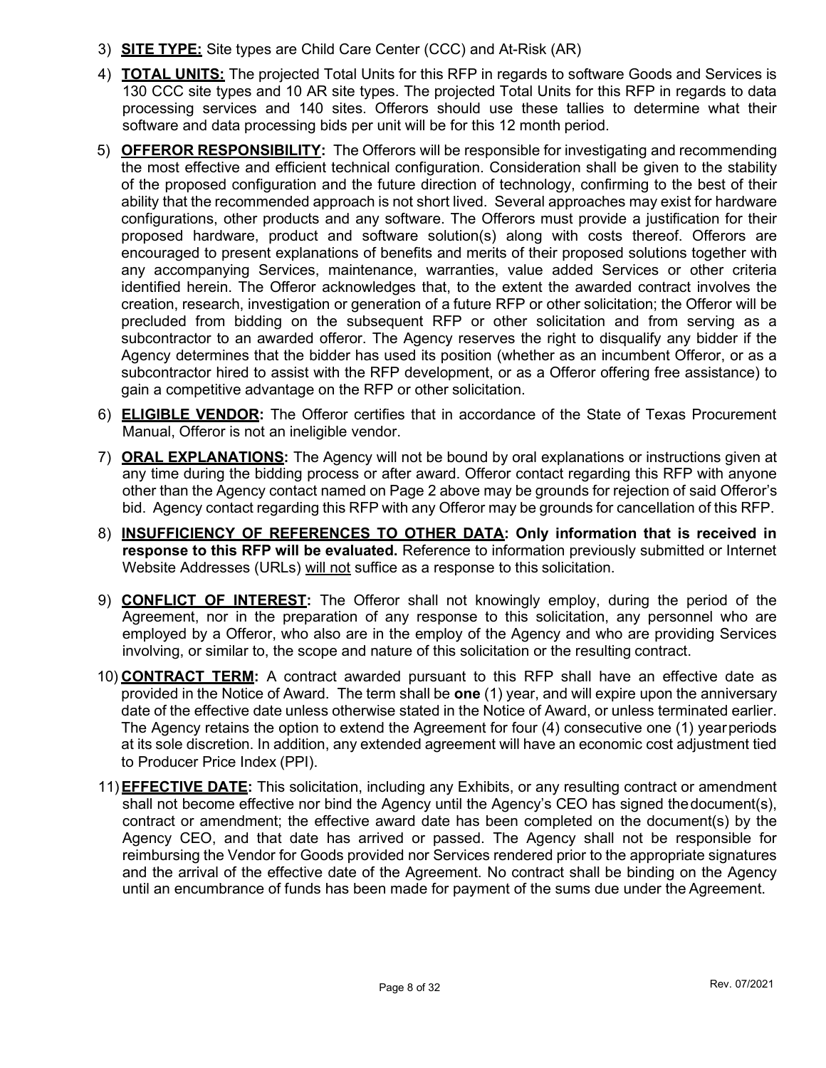3) **SITE TYPE:** Site types are Child Care Center (CCC) and At-Risk (AR)

4) **TOTAL UNITS:** The projected Total Units for this RFP in regards to software Goods and Services is 130 CCC site types and 10 AR site types. The projected Total Units for this RFP in regards to data processing services and 140 sites. Offerors should use these tallies to determine what their software and data processing bids per unit will be for this 12 month period.

5) **OFFEROR RESPONSIBILITY:** The Offerors will be responsible for investigating and recommending the most effective and efficient technical configuration. Consideration shall be given to the stability of the proposed configuration and the future direction of technology, confirming to the best of their ability that the recommended approach is not short lived. Several approaches may exist for hardware configurations, other products and any software. The Offerors must provide a justification for their proposed hardware, product and software solution(s) along with costs thereof. Offerors are encouraged to present explanations of benefits and merits of their proposed solutions together with any accompanying Services, maintenance, warranties, value added Services or other criteria identified herein. The Offeror acknowledges that, to the extent the awarded contract involves the creation, research, investigation or generation of a future RFP or other solicitation; the Offeror will be precluded from bidding on the subsequent RFP or other solicitation and from serving as a subcontractor to an awarded offeror. The Agency reserves the right to disqualify any bidder if the Agency determines that the bidder has used its position (whether as an incumbent Offeror, or as a subcontractor hired to assist with the RFP development, or as a Offeror offering free assistance) to gain a competitive advantage on the RFP or other solicitation.

6) **ELIGIBLE VENDOR:** The Offeror certifies that in accordance of the State of Texas Procurement Manual, Offeror is not an ineligible vendor.

7) **ORAL EXPLANATIONS:** The Agency will not be bound by oral explanations or instructions given at any time during the bidding process or after award. Offeror contact regarding this RFP with anyone other than the Agency contact named on Page 2 above may be grounds for rejection of said Offeror's bid. Agency contact regarding this RFP with any Offeror may be grounds for cancellation of this RFP.

8) **INSUFFICIENCY OF REFERENCES TO OTHER DATA: Only information that is received in response to this RFP will be evaluated.** Reference to information previously submitted or Internet Website Addresses (URLs) will not suffice as a response to this solicitation.

9) **CONFLICT OF INTEREST:** The Offeror shall not knowingly employ, during the period of the Agreement, nor in the preparation of any response to this solicitation, any personnel who are employed by a Offeror, who also are in the employ of the Agency and who are providing Services involving, or similar to, the scope and nature of this solicitation or the resulting contract.

10) **CONTRACT TERM:** A contract awarded pursuant to this RFP shall have an effective date as provided in the Notice of Award. The term shall be **one** (1) year, and will expire upon the anniversary date of the effective date unless otherwise stated in the Notice of Award, or unless terminated earlier. The Agency retains the option to extend the Agreement for four (4) consecutive one (1) year periods at its sole discretion. In addition, any extended agreement will have an economic cost adjustment tied to Producer Price Index (PPI).

11) **EFFECTIVE DATE:** This solicitation, including any Exhibits, or any resulting contract or amendment shall not become effective nor bind the Agency until the Agency's CEO has signed the document(s), contract or amendment; the effective award date has been completed on the document(s) by the Agency CEO, and that date has arrived or passed. The Agency shall not be responsible for reimbursing the Vendor for Goods provided nor Services rendered prior to the appropriate signatures and the arrival of the effective date of the Agreement. No contract shall be binding on the Agency until an encumbrance of funds has been made for payment of the sums due under the Agreement.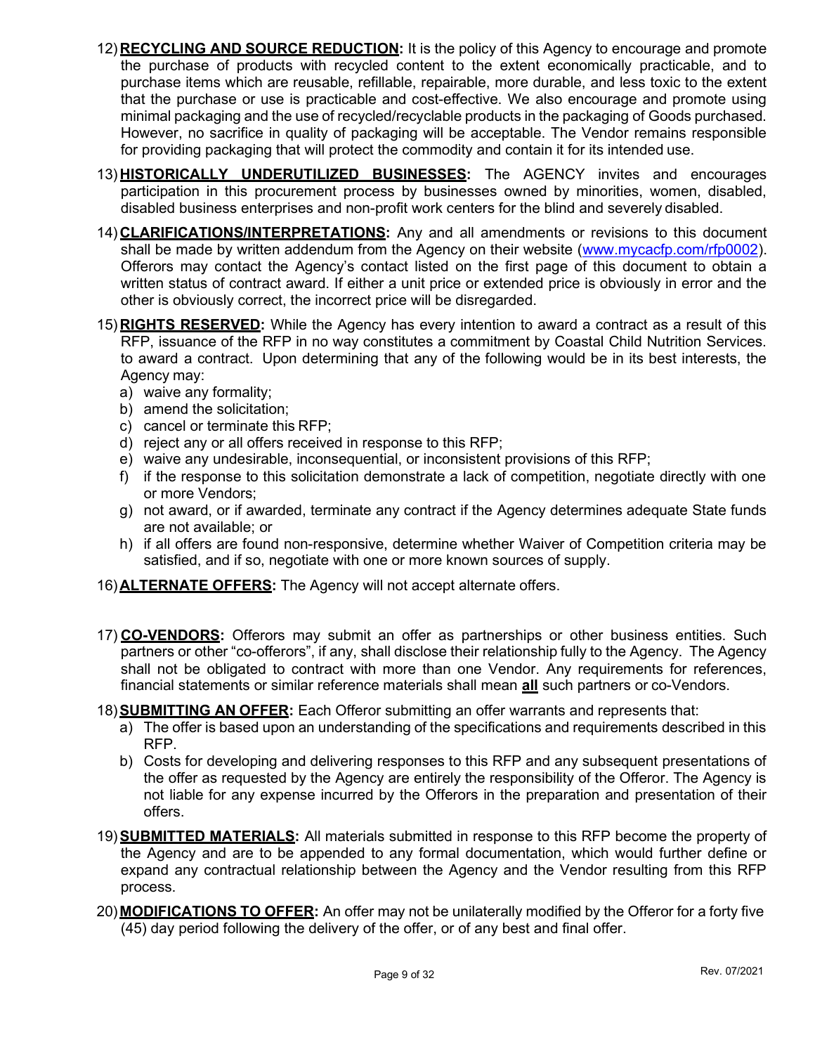12) **RECYCLING AND SOURCE REDUCTION:** It is the policy of this Agency to encourage and promote the purchase of products with recycled content to the extent economically practicable, and to purchase items which are reusable, refillable, repairable, more durable, and less toxic to the extent that the purchase or use is practicable and cost-effective. We also encourage and promote using minimal packaging and the use of recycled/recyclable products in the packaging of Goods purchased. However, no sacrifice in quality of packaging will be acceptable. The Vendor remains responsible for providing packaging that will protect the commodity and contain it for its intended use.

13) **HISTORICALLY UNDERUTILIZED BUSINESSES:** The AGENCY invites and encourages participation in this procurement process by businesses owned by minorities, women, disabled, disabled business enterprises and non-profit work centers for the blind and severely disabled.

14) **CLARIFICATIONS/INTERPRETATIONS:** Any and all amendments or revisions to this document shall be made by written addendum from the Agency on their website (www.mycacfp.com/rfp0002). Offerors may contact the Agency's contact listed on the first page of this document to obtain a written status of contract award. If either a unit price or extended price is obviously in error and the other is obviously correct, the incorrect price will be disregarded.

15) **RIGHTS RESERVED:** While the Agency has every intention to award a contract as a result of this RFP, issuance of the RFP in no way constitutes a commitment by Coastal Child Nutrition Services. to award a contract. Upon determining that any of the following would be in its best interests, the Agency may:
    a) waive any formality;
    b) amend the solicitation;
    c) cancel or terminate this RFP;
    d) reject any or all offers received in response to this RFP;
    e) waive any undesirable, inconsequential, or inconsistent provisions of this RFP;
    f) if the response to this solicitation demonstrate a lack of competition, negotiate directly with one or more Vendors;
    g) not award, or if awarded, terminate any contract if the Agency determines adequate State funds are not available; or
    h) if all offers are found non-responsive, determine whether Waiver of Competition criteria may be satisfied, and if so, negotiate with one or more known sources of supply.

16) **ALTERNATE OFFERS:** The Agency will not accept alternate offers.

17) **CO-VENDORS:** Offerors may submit an offer as partnerships or other business entities. Such partners or other "co-offerors", if any, shall disclose their relationship fully to the Agency. The Agency shall not be obligated to contract with more than one Vendor. Any requirements for references, financial statements or similar reference materials shall mean **all** such partners or co-Vendors.

18) **SUBMITTING AN OFFER:** Each Offeror submitting an offer warrants and represents that:
    a) The offer is based upon an understanding of the specifications and requirements described in this RFP.
    b) Costs for developing and delivering responses to this RFP and any subsequent presentations of the offer as requested by the Agency are entirely the responsibility of the Offeror. The Agency is not liable for any expense incurred by the Offerors in the preparation and presentation of their offers.

19) **SUBMITTED MATERIALS:** All materials submitted in response to this RFP become the property of the Agency and are to be appended to any formal documentation, which would further define or expand any contractual relationship between the Agency and the Vendor resulting from this RFP process.

20) **MODIFICATIONS TO OFFER:** An offer may not be unilaterally modified by the Offeror for a forty five (45) day period following the delivery of the offer, or of any best and final offer.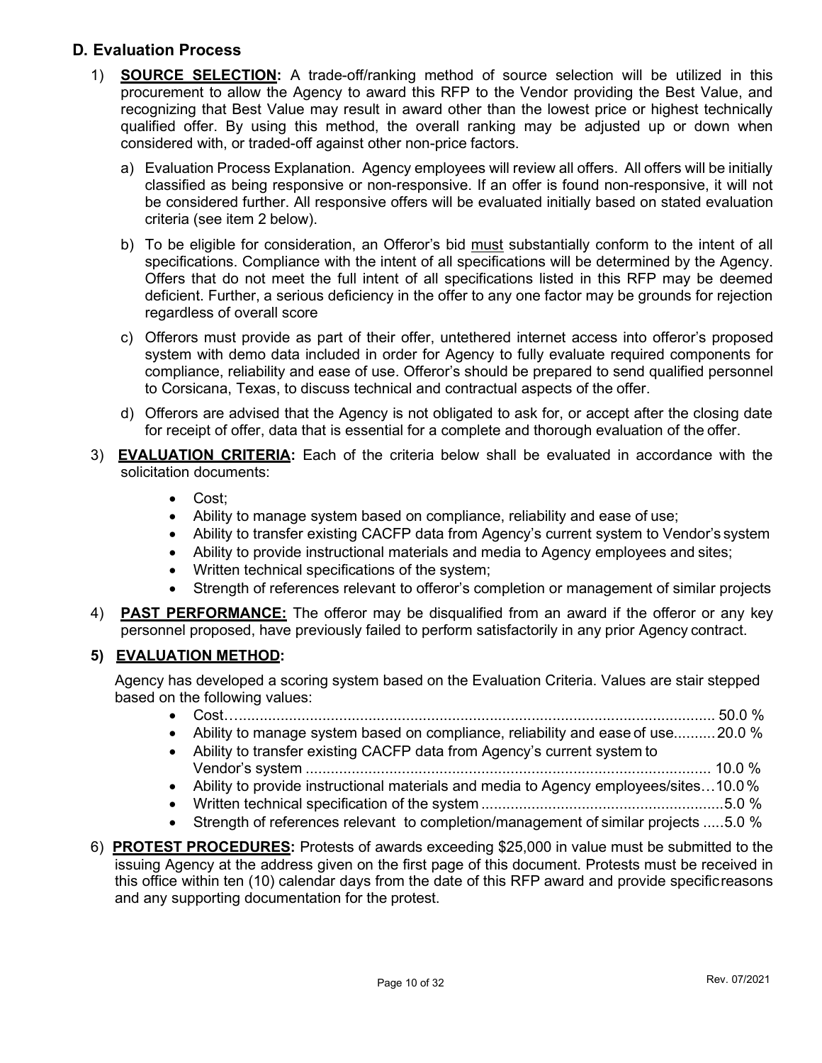## D. Evaluation Process

1) **SOURCE SELECTION:** A trade-off/ranking method of source selection will be utilized in this procurement to allow the Agency to award this RFP to the Vendor providing the Best Value, and recognizing that Best Value may result in award other than the lowest price or highest technically qualified offer. By using this method, the overall ranking may be adjusted up or down when considered with, or traded-off against other non-price factors.

   a) Evaluation Process Explanation. Agency employees will review all offers. All offers will be initially classified as being responsive or non-responsive. If an offer is found non-responsive, it will not be considered further. All responsive offers will be evaluated initially based on stated evaluation criteria (see item 2 below).

   b) To be eligible for consideration, an Offeror's bid must substantially conform to the intent of all specifications. Compliance with the intent of all specifications will be determined by the Agency. Offers that do not meet the full intent of all specifications listed in this RFP may be deemed deficient. Further, a serious deficiency in the offer to any one factor may be grounds for rejection regardless of overall score

   c) Offerors must provide as part of their offer, untethered internet access into offeror's proposed system with demo data included in order for Agency to fully evaluate required components for compliance, reliability and ease of use. Offeror's should be prepared to send qualified personnel to Corsicana, Texas, to discuss technical and contractual aspects of the offer.

   d) Offerors are advised that the Agency is not obligated to ask for, or accept after the closing date for receipt of offer, data that is essential for a complete and thorough evaluation of the offer.

3) **EVALUATION CRITERIA:** Each of the criteria below shall be evaluated in accordance with the solicitation documents:

   - Cost;
   - Ability to manage system based on compliance, reliability and ease of use;
   - Ability to transfer existing CACFP data from Agency's current system to Vendor's system
   - Ability to provide instructional materials and media to Agency employees and sites;
   - Written technical specifications of the system;
   - Strength of references relevant to offeror's completion or management of similar projects

4) **PAST PERFORMANCE:** The offeror may be disqualified from an award if the offeror or any key personnel proposed, have previously failed to perform satisfactorily in any prior Agency contract.

5) **EVALUATION METHOD:**

   Agency has developed a scoring system based on the Evaluation Criteria. Values are stair stepped based on the following values:

   - Cost.......................................................................................................................... 50.0 %
   - Ability to manage system based on compliance, reliability and ease of use.......... 20.0 %
   - Ability to transfer existing CACFP data from Agency's current system to Vendor's system ................................................................................................ 10.0 %
   - Ability to provide instructional materials and media to Agency employees/sites…10.0 %
   - Written technical specification of the system ..........................................................5.0 %
   - Strength of references relevant to completion/management of similar projects .....5.0 %

6) **PROTEST PROCEDURES:** Protests of awards exceeding $25,000 in value must be submitted to the issuing Agency at the address given on the first page of this document. Protests must be received in this office within ten (10) calendar days from the date of this RFP award and provide specific reasons and any supporting documentation for the protest.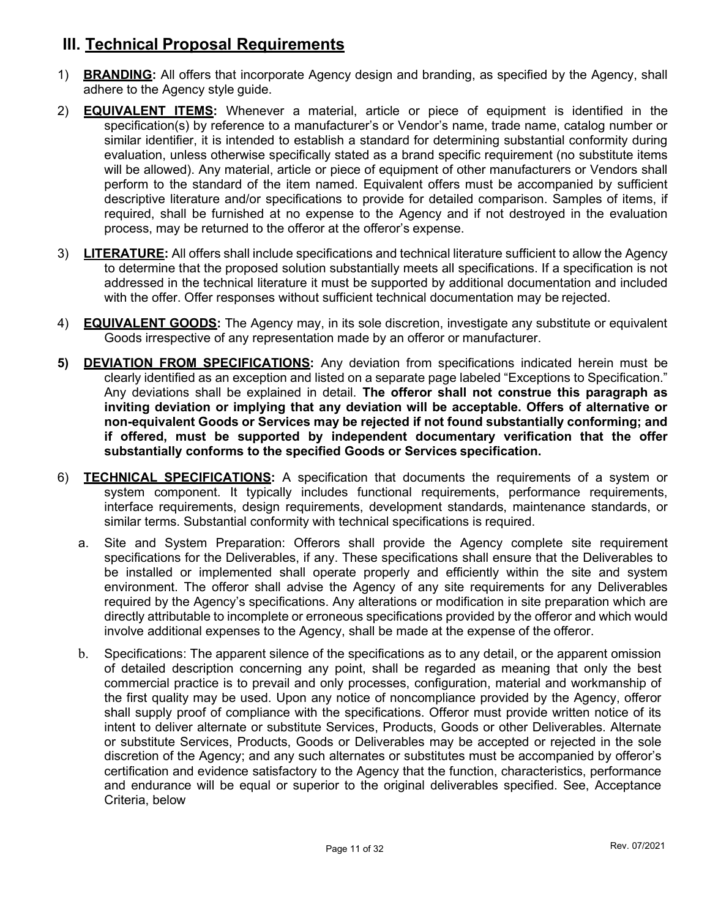## III. Technical Proposal Requirements

1) **BRANDING:** All offers that incorporate Agency design and branding, as specified by the Agency, shall adhere to the Agency style guide.

2) **EQUIVALENT ITEMS:** Whenever a material, article or piece of equipment is identified in the specification(s) by reference to a manufacturer's or Vendor's name, trade name, catalog number or similar identifier, it is intended to establish a standard for determining substantial conformity during evaluation, unless otherwise specifically stated as a brand specific requirement (no substitute items will be allowed). Any material, article or piece of equipment of other manufacturers or Vendors shall perform to the standard of the item named. Equivalent offers must be accompanied by sufficient descriptive literature and/or specifications to provide for detailed comparison. Samples of items, if required, shall be furnished at no expense to the Agency and if not destroyed in the evaluation process, may be returned to the offeror at the offeror's expense.

3) **LITERATURE:** All offers shall include specifications and technical literature sufficient to allow the Agency to determine that the proposed solution substantially meets all specifications. If a specification is not addressed in the technical literature it must be supported by additional documentation and included with the offer. Offer responses without sufficient technical documentation may be rejected.

4) **EQUIVALENT GOODS:** The Agency may, in its sole discretion, investigate any substitute or equivalent Goods irrespective of any representation made by an offeror or manufacturer.

5) **DEVIATION FROM SPECIFICATIONS:** Any deviation from specifications indicated herein must be clearly identified as an exception and listed on a separate page labeled "Exceptions to Specification." Any deviations shall be explained in detail. **The offeror shall not construe this paragraph as inviting deviation or implying that any deviation will be acceptable. Offers of alternative or non-equivalent Goods or Services may be rejected if not found substantially conforming; and if offered, must be supported by independent documentary verification that the offer substantially conforms to the specified Goods or Services specification.**

6) **TECHNICAL SPECIFICATIONS:** A specification that documents the requirements of a system or system component. It typically includes functional requirements, performance requirements, interface requirements, design requirements, development standards, maintenance standards, or similar terms. Substantial conformity with technical specifications is required.

   a. Site and System Preparation: Offerors shall provide the Agency complete site requirement specifications for the Deliverables, if any. These specifications shall ensure that the Deliverables to be installed or implemented shall operate properly and efficiently within the site and system environment. The offeror shall advise the Agency of any site requirements for any Deliverables required by the Agency's specifications. Any alterations or modification in site preparation which are directly attributable to incomplete or erroneous specifications provided by the offeror and which would involve additional expenses to the Agency, shall be made at the expense of the offeror.

   b. Specifications: The apparent silence of the specifications as to any detail, or the apparent omission of detailed description concerning any point, shall be regarded as meaning that only the best commercial practice is to prevail and only processes, configuration, material and workmanship of the first quality may be used. Upon any notice of noncompliance provided by the Agency, offeror shall supply proof of compliance with the specifications. Offeror must provide written notice of its intent to deliver alternate or substitute Services, Products, Goods or other Deliverables. Alternate or substitute Services, Products, Goods or Deliverables may be accepted or rejected in the sole discretion of the Agency; and any such alternates or substitutes must be accompanied by offeror's certification and evidence satisfactory to the Agency that the function, characteristics, performance and endurance will be equal or superior to the original deliverables specified. See, Acceptance Criteria, below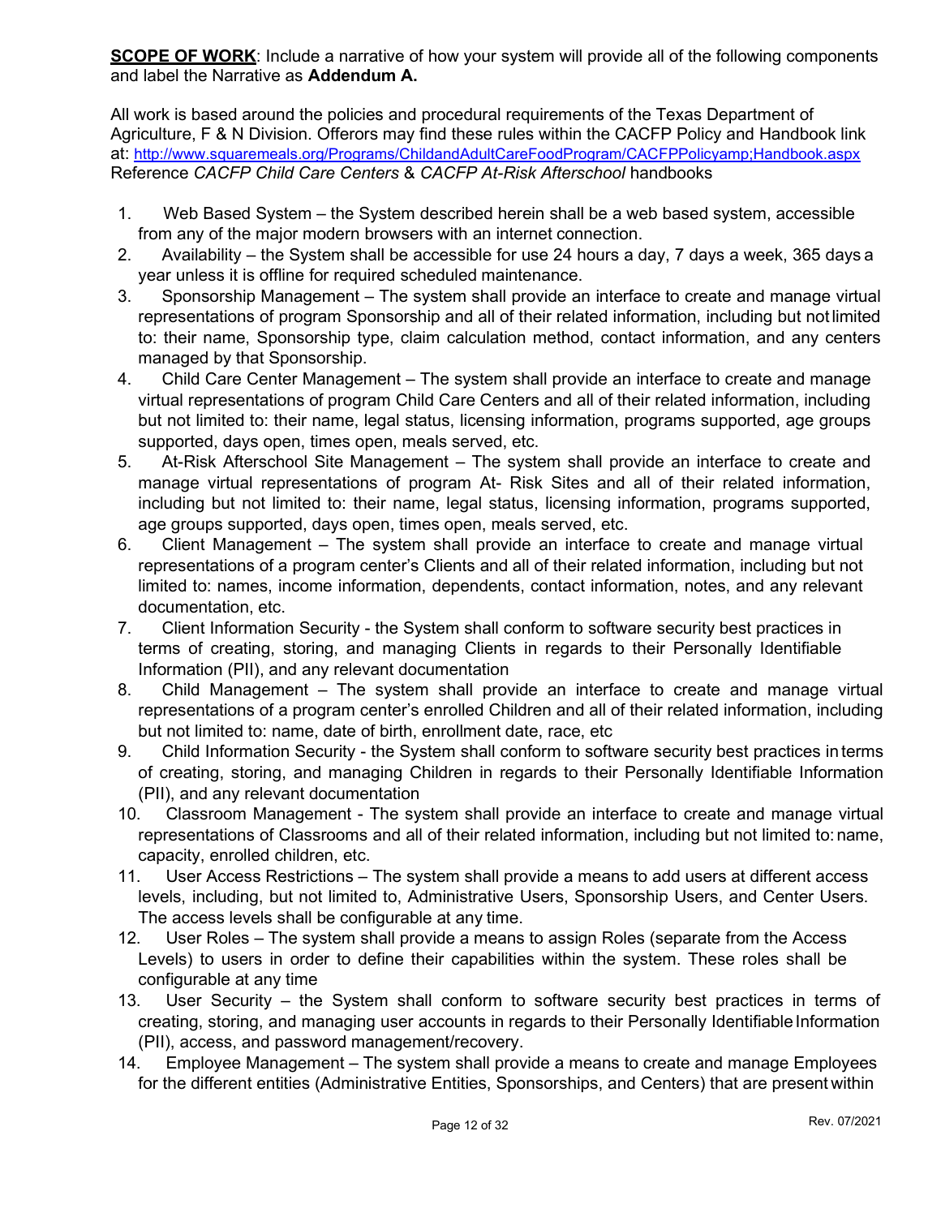**SCOPE OF WORK**: Include a narrative of how your system will provide all of the following components and label the Narrative as **Addendum A.**

All work is based around the policies and procedural requirements of the Texas Department of Agriculture, F & N Division. Offerors may find these rules within the CACFP Policy and Handbook link at: http://www.squaremeals.org/Programs/ChildandAdultCareFoodProgram/CACFPPolicyamp;Handbook.aspx Reference *CACFP Child Care Centers* & *CACFP At-Risk Afterschool* handbooks

1. Web Based System – the System described herein shall be a web based system, accessible from any of the major modern browsers with an internet connection.
2. Availability – the System shall be accessible for use 24 hours a day, 7 days a week, 365 days a year unless it is offline for required scheduled maintenance.
3. Sponsorship Management – The system shall provide an interface to create and manage virtual representations of program Sponsorship and all of their related information, including but not limited to: their name, Sponsorship type, claim calculation method, contact information, and any centers managed by that Sponsorship.
4. Child Care Center Management – The system shall provide an interface to create and manage virtual representations of program Child Care Centers and all of their related information, including but not limited to: their name, legal status, licensing information, programs supported, age groups supported, days open, times open, meals served, etc.
5. At-Risk Afterschool Site Management – The system shall provide an interface to create and manage virtual representations of program At- Risk Sites and all of their related information, including but not limited to: their name, legal status, licensing information, programs supported, age groups supported, days open, times open, meals served, etc.
6. Client Management – The system shall provide an interface to create and manage virtual representations of a program center's Clients and all of their related information, including but not limited to: names, income information, dependents, contact information, notes, and any relevant documentation, etc.
7. Client Information Security - the System shall conform to software security best practices in terms of creating, storing, and managing Clients in regards to their Personally Identifiable Information (PII), and any relevant documentation
8. Child Management – The system shall provide an interface to create and manage virtual representations of a program center's enrolled Children and all of their related information, including but not limited to: name, date of birth, enrollment date, race, etc
9. Child Information Security - the System shall conform to software security best practices in terms of creating, storing, and managing Children in regards to their Personally Identifiable Information (PII), and any relevant documentation
10. Classroom Management - The system shall provide an interface to create and manage virtual representations of Classrooms and all of their related information, including but not limited to: name, capacity, enrolled children, etc.
11. User Access Restrictions – The system shall provide a means to add users at different access levels, including, but not limited to, Administrative Users, Sponsorship Users, and Center Users. The access levels shall be configurable at any time.
12. User Roles – The system shall provide a means to assign Roles (separate from the Access Levels) to users in order to define their capabilities within the system. These roles shall be configurable at any time
13. User Security – the System shall conform to software security best practices in terms of creating, storing, and managing user accounts in regards to their Personally Identifiable Information (PII), access, and password management/recovery.
14. Employee Management – The system shall provide a means to create and manage Employees for the different entities (Administrative Entities, Sponsorships, and Centers) that are present within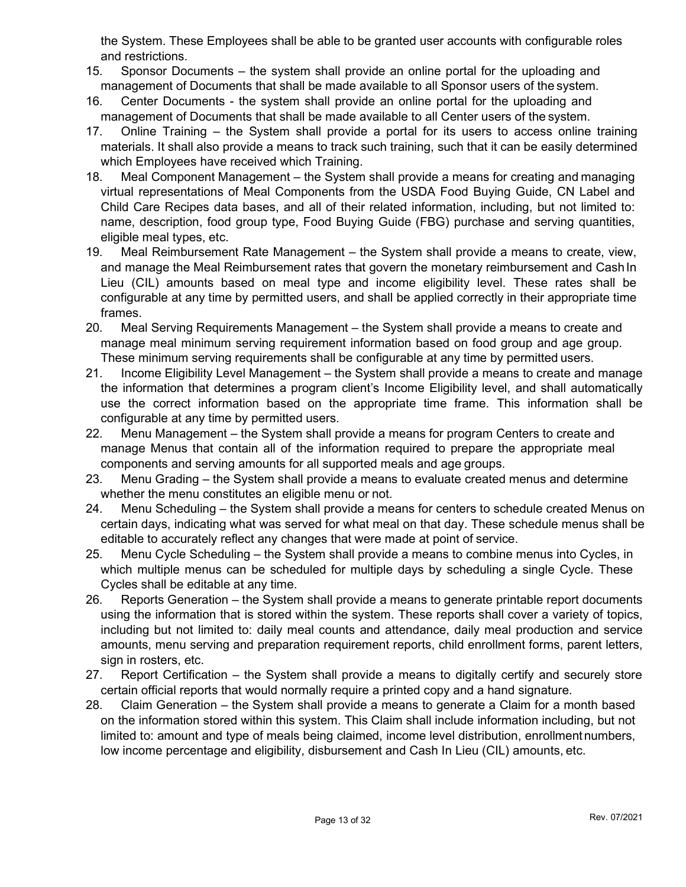the System. These Employees shall be able to be granted user accounts with configurable roles and restrictions.

15. Sponsor Documents – the system shall provide an online portal for the uploading and management of Documents that shall be made available to all Sponsor users of the system.
16. Center Documents - the system shall provide an online portal for the uploading and management of Documents that shall be made available to all Center users of the system.
17. Online Training – the System shall provide a portal for its users to access online training materials. It shall also provide a means to track such training, such that it can be easily determined which Employees have received which Training.
18. Meal Component Management – the System shall provide a means for creating and managing virtual representations of Meal Components from the USDA Food Buying Guide, CN Label and Child Care Recipes data bases, and all of their related information, including, but not limited to: name, description, food group type, Food Buying Guide (FBG) purchase and serving quantities, eligible meal types, etc.
19. Meal Reimbursement Rate Management – the System shall provide a means to create, view, and manage the Meal Reimbursement rates that govern the monetary reimbursement and Cash In Lieu (CIL) amounts based on meal type and income eligibility level. These rates shall be configurable at any time by permitted users, and shall be applied correctly in their appropriate time frames.
20. Meal Serving Requirements Management – the System shall provide a means to create and manage meal minimum serving requirement information based on food group and age group. These minimum serving requirements shall be configurable at any time by permitted users.
21. Income Eligibility Level Management – the System shall provide a means to create and manage the information that determines a program client's Income Eligibility level, and shall automatically use the correct information based on the appropriate time frame. This information shall be configurable at any time by permitted users.
22. Menu Management – the System shall provide a means for program Centers to create and manage Menus that contain all of the information required to prepare the appropriate meal components and serving amounts for all supported meals and age groups.
23. Menu Grading – the System shall provide a means to evaluate created menus and determine whether the menu constitutes an eligible menu or not.
24. Menu Scheduling – the System shall provide a means for centers to schedule created Menus on certain days, indicating what was served for what meal on that day. These schedule menus shall be editable to accurately reflect any changes that were made at point of service.
25. Menu Cycle Scheduling – the System shall provide a means to combine menus into Cycles, in which multiple menus can be scheduled for multiple days by scheduling a single Cycle. These Cycles shall be editable at any time.
26. Reports Generation – the System shall provide a means to generate printable report documents using the information that is stored within the system. These reports shall cover a variety of topics, including but not limited to: daily meal counts and attendance, daily meal production and service amounts, menu serving and preparation requirement reports, child enrollment forms, parent letters, sign in rosters, etc.
27. Report Certification – the System shall provide a means to digitally certify and securely store certain official reports that would normally require a printed copy and a hand signature.
28. Claim Generation – the System shall provide a means to generate a Claim for a month based on the information stored within this system. This Claim shall include information including, but not limited to: amount and type of meals being claimed, income level distribution, enrollment numbers, low income percentage and eligibility, disbursement and Cash In Lieu (CIL) amounts, etc.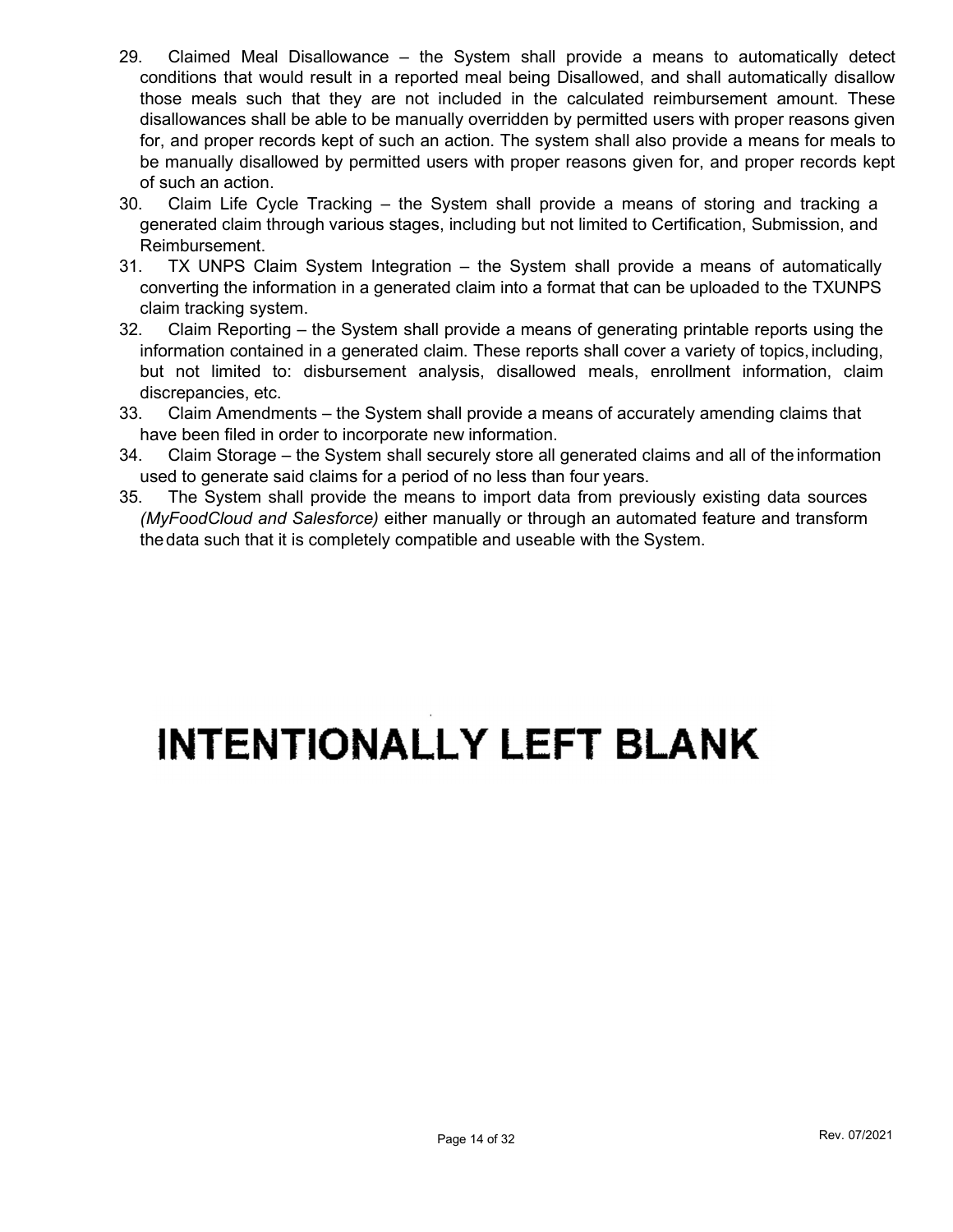29. Claimed Meal Disallowance – the System shall provide a means to automatically detect conditions that would result in a reported meal being Disallowed, and shall automatically disallow those meals such that they are not included in the calculated reimbursement amount. These disallowances shall be able to be manually overridden by permitted users with proper reasons given for, and proper records kept of such an action. The system shall also provide a means for meals to be manually disallowed by permitted users with proper reasons given for, and proper records kept of such an action.
30. Claim Life Cycle Tracking – the System shall provide a means of storing and tracking a generated claim through various stages, including but not limited to Certification, Submission, and Reimbursement.
31. TX UNPS Claim System Integration – the System shall provide a means of automatically converting the information in a generated claim into a format that can be uploaded to the TXUNPS claim tracking system.
32. Claim Reporting – the System shall provide a means of generating printable reports using the information contained in a generated claim. These reports shall cover a variety of topics, including, but not limited to: disbursement analysis, disallowed meals, enrollment information, claim discrepancies, etc.
33. Claim Amendments – the System shall provide a means of accurately amending claims that have been filed in order to incorporate new information.
34. Claim Storage – the System shall securely store all generated claims and all of the information used to generate said claims for a period of no less than four years.
35. The System shall provide the means to import data from previously existing data sources *(MyFoodCloud and Salesforce)* either manually or through an automated feature and transform the data such that it is completely compatible and useable with the System.

# INTENTIONALLY LEFT BLANK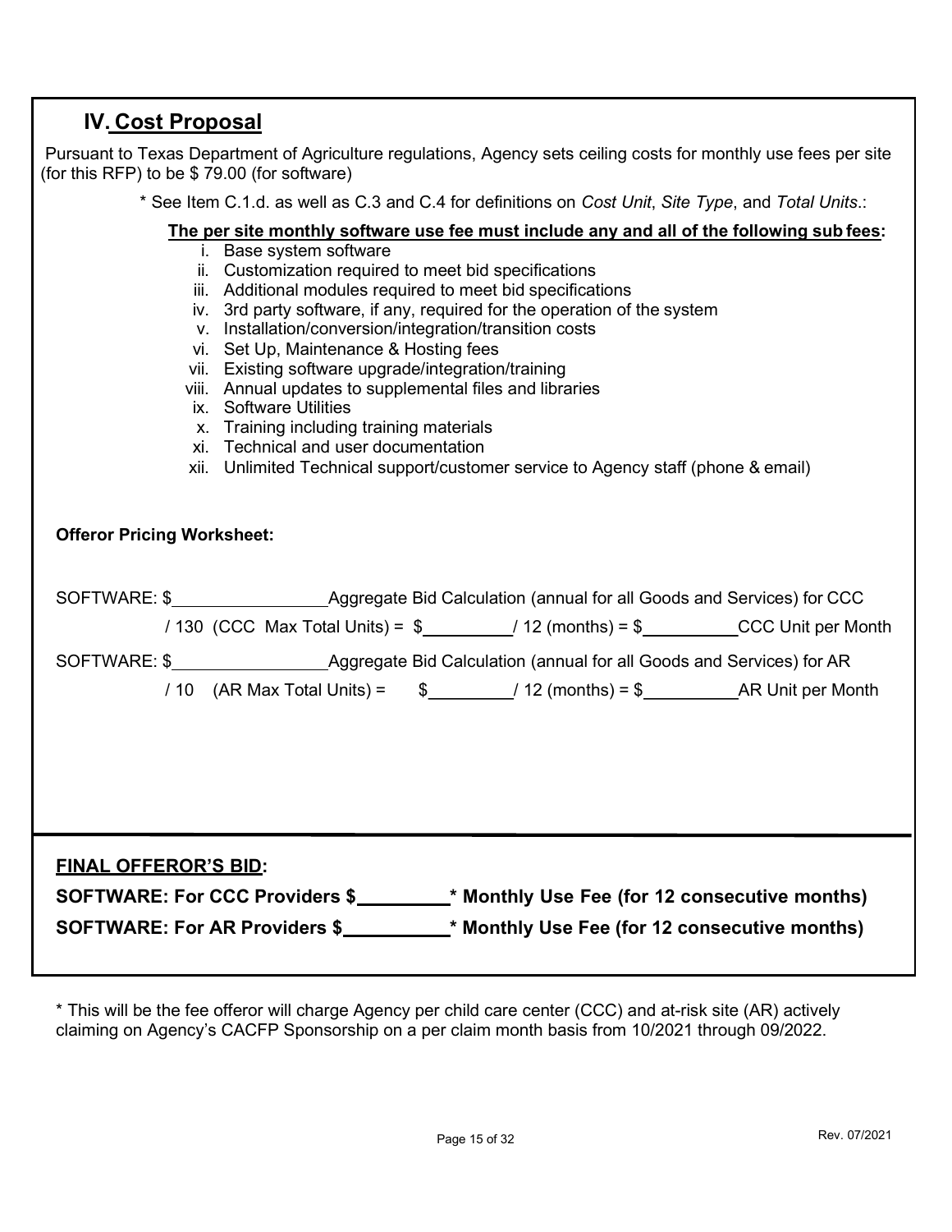## IV. Cost Proposal

Pursuant to Texas Department of Agriculture regulations, Agency sets ceiling costs for monthly use fees per site (for this RFP) to be $ 79.00 (for software)

\* See Item C.1.d. as well as C.3 and C.4 for definitions on *Cost Unit*, *Site Type*, and *Total Units*.:

**The per site monthly software use fee must include any and all of the following sub fees:**

- i. Base system software
- ii. Customization required to meet bid specifications
- iii. Additional modules required to meet bid specifications
- iv. 3rd party software, if any, required for the operation of the system
- v. Installation/conversion/integration/transition costs
- vi. Set Up, Maintenance & Hosting fees
- vii. Existing software upgrade/integration/training
- viii. Annual updates to supplemental files and libraries
- ix. Software Utilities
- x. Training including training materials
- xi. Technical and user documentation
- xii. Unlimited Technical support/customer service to Agency staff (phone & email)

**Offeror Pricing Worksheet:**

SOFTWARE: $________________ Aggregate Bid Calculation (annual for all Goods and Services) for CCC
/ 130 (CCC Max Total Units) = $_________ / 12 (months) = $__________ CCC Unit per Month

SOFTWARE: $________________ Aggregate Bid Calculation (annual for all Goods and Services) for AR
/ 10 (AR Max Total Units) = $_________ / 12 (months) = $__________ AR Unit per Month

**FINAL OFFEROR'S BID:**

**SOFTWARE: For CCC Providers $_________\* Monthly Use Fee (for 12 consecutive months)**

**SOFTWARE: For AR Providers $__________\* Monthly Use Fee (for 12 consecutive months)**

\* This will be the fee offeror will charge Agency per child care center (CCC) and at-risk site (AR) actively claiming on Agency's CACFP Sponsorship on a per claim month basis from 10/2021 through 09/2022.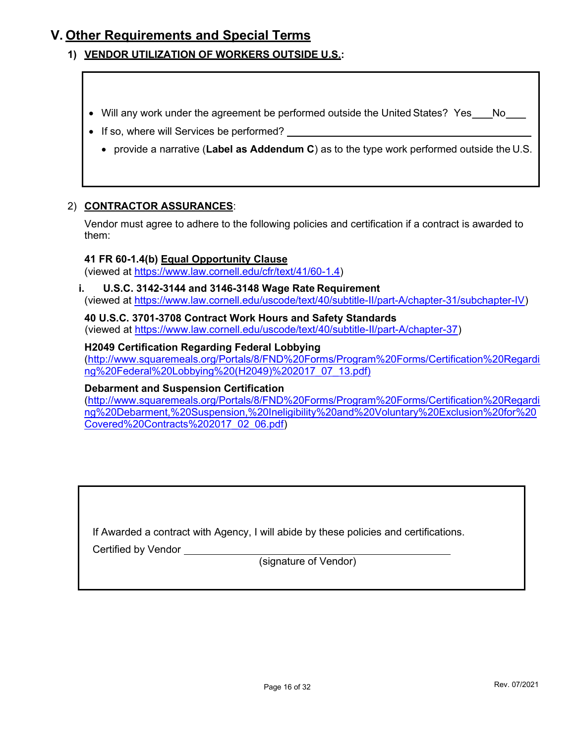## V. Other Requirements and Special Terms

### 1) VENDOR UTILIZATION OF WORKERS OUTSIDE U.S.:

- Will any work under the agreement be performed outside the United States? Yes\_\_\_No\_\_\_
- If so, where will Services be performed? \_\_\_\_\_\_\_\_\_\_\_\_\_\_\_\_\_\_\_\_\_\_\_\_\_\_\_\_\_\_\_\_\_\_\_\_\_\_\_\_
  - provide a narrative (**Label as Addendum C**) as to the type work performed outside the U.S.

### 2) CONTRACTOR ASSURANCES:

Vendor must agree to adhere to the following policies and certification if a contract is awarded to them:

**41 FR 60-1.4(b) Equal Opportunity Clause**
(viewed at https://www.law.cornell.edu/cfr/text/41/60-1.4)

**i. U.S.C. 3142-3144 and 3146-3148 Wage Rate Requirement**
(viewed at https://www.law.cornell.edu/uscode/text/40/subtitle-II/part-A/chapter-31/subchapter-IV)

**40 U.S.C. 3701-3708 Contract Work Hours and Safety Standards**
(viewed at https://www.law.cornell.edu/uscode/text/40/subtitle-II/part-A/chapter-37)

**H2049 Certification Regarding Federal Lobbying**
(http://www.squaremeals.org/Portals/8/FND%20Forms/Program%20Forms/Certification%20Regarding%20Federal%20Lobbying%20(H2049)%202017_07_13.pdf)

**Debarment and Suspension Certification**
(http://www.squaremeals.org/Portals/8/FND%20Forms/Program%20Forms/Certification%20Regarding%20Debarment,%20Suspension,%20Ineligibility%20and%20Voluntary%20Exclusion%20for%20Covered%20Contracts%202017_02_06.pdf)

If Awarded a contract with Agency, I will abide by these policies and certifications.

Certified by Vendor \_\_\_\_\_\_\_\_\_\_\_\_\_\_\_\_\_\_\_\_\_\_\_\_\_\_\_\_\_\_\_\_\_\_\_\_\_\_\_\_
(signature of Vendor)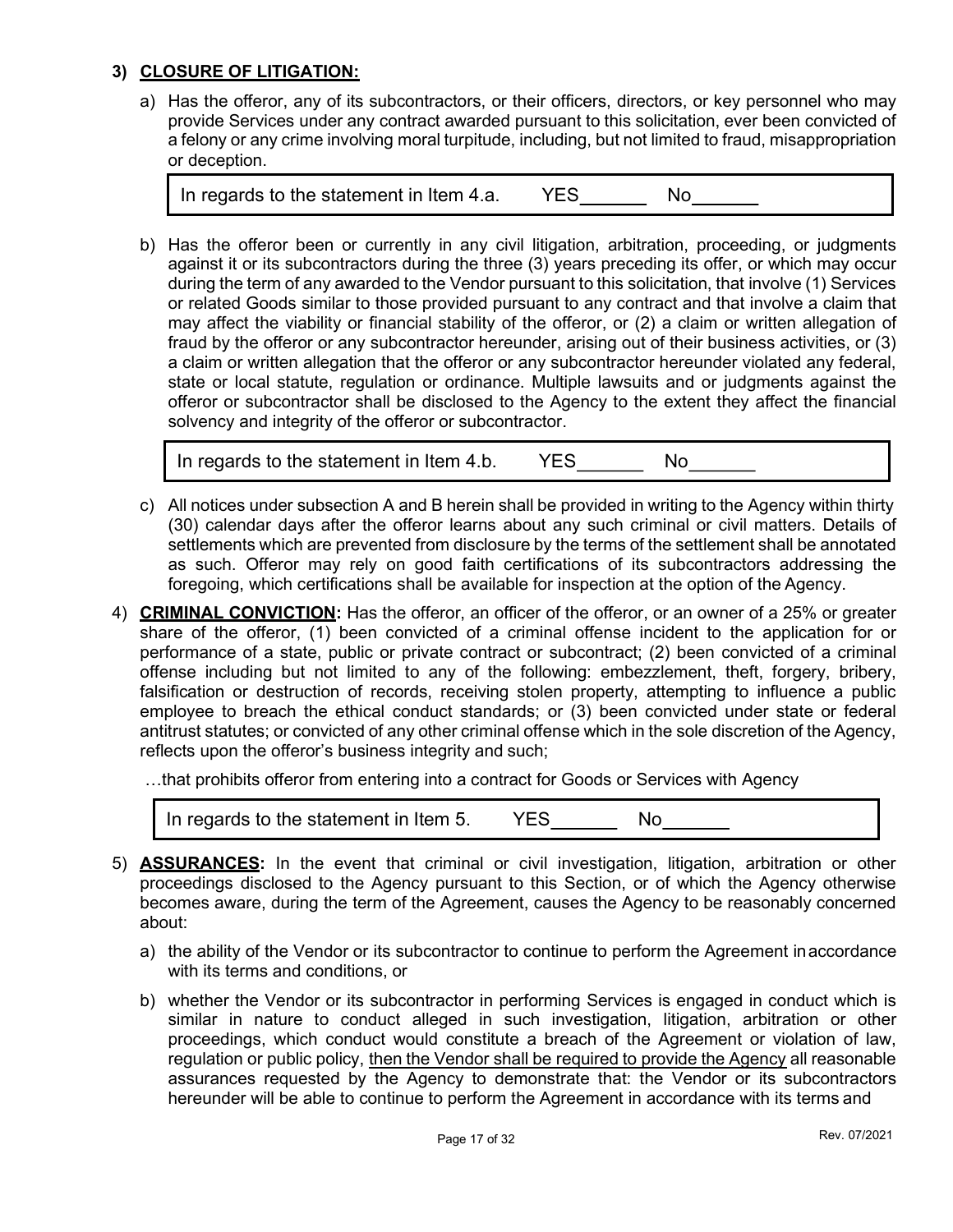**3) CLOSURE OF LITIGATION:**

a) Has the offeror, any of its subcontractors, or their officers, directors, or key personnel who may provide Services under any contract awarded pursuant to this solicitation, ever been convicted of a felony or any crime involving moral turpitude, including, but not limited to fraud, misappropriation or deception.

| In regards to the statement in Item 4.a. YES______ No______ |
|---|

b) Has the offeror been or currently in any civil litigation, arbitration, proceeding, or judgments against it or its subcontractors during the three (3) years preceding its offer, or which may occur during the term of any awarded to the Vendor pursuant to this solicitation, that involve (1) Services or related Goods similar to those provided pursuant to any contract and that involve a claim that may affect the viability or financial stability of the offeror, or (2) a claim or written allegation of fraud by the offeror or any subcontractor hereunder, arising out of their business activities, or (3) a claim or written allegation that the offeror or any subcontractor hereunder violated any federal, state or local statute, regulation or ordinance. Multiple lawsuits and or judgments against the offeror or subcontractor shall be disclosed to the Agency to the extent they affect the financial solvency and integrity of the offeror or subcontractor.

| In regards to the statement in Item 4.b. YES______ No______ |
|---|

c) All notices under subsection A and B herein shall be provided in writing to the Agency within thirty (30) calendar days after the offeror learns about any such criminal or civil matters. Details of settlements which are prevented from disclosure by the terms of the settlement shall be annotated as such. Offeror may rely on good faith certifications of its subcontractors addressing the foregoing, which certifications shall be available for inspection at the option of the Agency.

4) **CRIMINAL CONVICTION:** Has the offeror, an officer of the offeror, or an owner of a 25% or greater share of the offeror, (1) been convicted of a criminal offense incident to the application for or performance of a state, public or private contract or subcontract; (2) been convicted of a criminal offense including but not limited to any of the following: embezzlement, theft, forgery, bribery, falsification or destruction of records, receiving stolen property, attempting to influence a public employee to breach the ethical conduct standards; or (3) been convicted under state or federal antitrust statutes; or convicted of any other criminal offense which in the sole discretion of the Agency, reflects upon the offeror's business integrity and such;

…that prohibits offeror from entering into a contract for Goods or Services with Agency

| In regards to the statement in Item 5. YES______ No______ |
|---|

5) **ASSURANCES:** In the event that criminal or civil investigation, litigation, arbitration or other proceedings disclosed to the Agency pursuant to this Section, or of which the Agency otherwise becomes aware, during the term of the Agreement, causes the Agency to be reasonably concerned about:

a) the ability of the Vendor or its subcontractor to continue to perform the Agreement in accordance with its terms and conditions, or

b) whether the Vendor or its subcontractor in performing Services is engaged in conduct which is similar in nature to conduct alleged in such investigation, litigation, arbitration or other proceedings, which conduct would constitute a breach of the Agreement or violation of law, regulation or public policy, <u>then the Vendor shall be required to provide the Agency</u> all reasonable assurances requested by the Agency to demonstrate that: the Vendor or its subcontractors hereunder will be able to continue to perform the Agreement in accordance with its terms and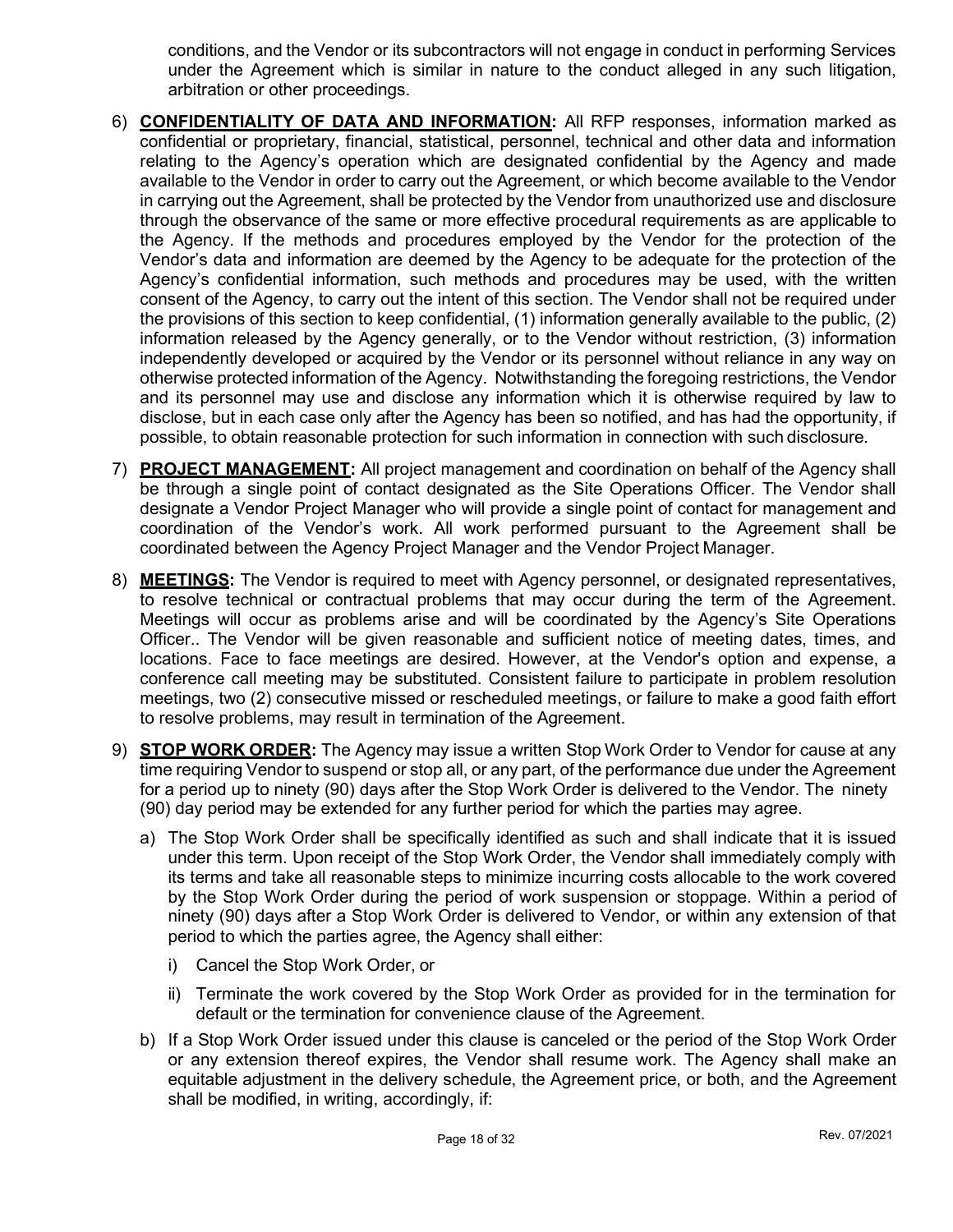conditions, and the Vendor or its subcontractors will not engage in conduct in performing Services under the Agreement which is similar in nature to the conduct alleged in any such litigation, arbitration or other proceedings.

6) **CONFIDENTIALITY OF DATA AND INFORMATION:** All RFP responses, information marked as confidential or proprietary, financial, statistical, personnel, technical and other data and information relating to the Agency's operation which are designated confidential by the Agency and made available to the Vendor in order to carry out the Agreement, or which become available to the Vendor in carrying out the Agreement, shall be protected by the Vendor from unauthorized use and disclosure through the observance of the same or more effective procedural requirements as are applicable to the Agency. If the methods and procedures employed by the Vendor for the protection of the Vendor's data and information are deemed by the Agency to be adequate for the protection of the Agency's confidential information, such methods and procedures may be used, with the written consent of the Agency, to carry out the intent of this section. The Vendor shall not be required under the provisions of this section to keep confidential, (1) information generally available to the public, (2) information released by the Agency generally, or to the Vendor without restriction, (3) information independently developed or acquired by the Vendor or its personnel without reliance in any way on otherwise protected information of the Agency. Notwithstanding the foregoing restrictions, the Vendor and its personnel may use and disclose any information which it is otherwise required by law to disclose, but in each case only after the Agency has been so notified, and has had the opportunity, if possible, to obtain reasonable protection for such information in connection with such disclosure.

7) **PROJECT MANAGEMENT:** All project management and coordination on behalf of the Agency shall be through a single point of contact designated as the Site Operations Officer. The Vendor shall designate a Vendor Project Manager who will provide a single point of contact for management and coordination of the Vendor's work. All work performed pursuant to the Agreement shall be coordinated between the Agency Project Manager and the Vendor Project Manager.

8) **MEETINGS:** The Vendor is required to meet with Agency personnel, or designated representatives, to resolve technical or contractual problems that may occur during the term of the Agreement. Meetings will occur as problems arise and will be coordinated by the Agency's Site Operations Officer.. The Vendor will be given reasonable and sufficient notice of meeting dates, times, and locations. Face to face meetings are desired. However, at the Vendor's option and expense, a conference call meeting may be substituted. Consistent failure to participate in problem resolution meetings, two (2) consecutive missed or rescheduled meetings, or failure to make a good faith effort to resolve problems, may result in termination of the Agreement.

9) **STOP WORK ORDER:** The Agency may issue a written Stop Work Order to Vendor for cause at any time requiring Vendor to suspend or stop all, or any part, of the performance due under the Agreement for a period up to ninety (90) days after the Stop Work Order is delivered to the Vendor. The ninety (90) day period may be extended for any further period for which the parties may agree.

   a) The Stop Work Order shall be specifically identified as such and shall indicate that it is issued under this term. Upon receipt of the Stop Work Order, the Vendor shall immediately comply with its terms and take all reasonable steps to minimize incurring costs allocable to the work covered by the Stop Work Order during the period of work suspension or stoppage. Within a period of ninety (90) days after a Stop Work Order is delivered to Vendor, or within any extension of that period to which the parties agree, the Agency shall either:

      i) Cancel the Stop Work Order, or

      ii) Terminate the work covered by the Stop Work Order as provided for in the termination for default or the termination for convenience clause of the Agreement.

   b) If a Stop Work Order issued under this clause is canceled or the period of the Stop Work Order or any extension thereof expires, the Vendor shall resume work. The Agency shall make an equitable adjustment in the delivery schedule, the Agreement price, or both, and the Agreement shall be modified, in writing, accordingly, if: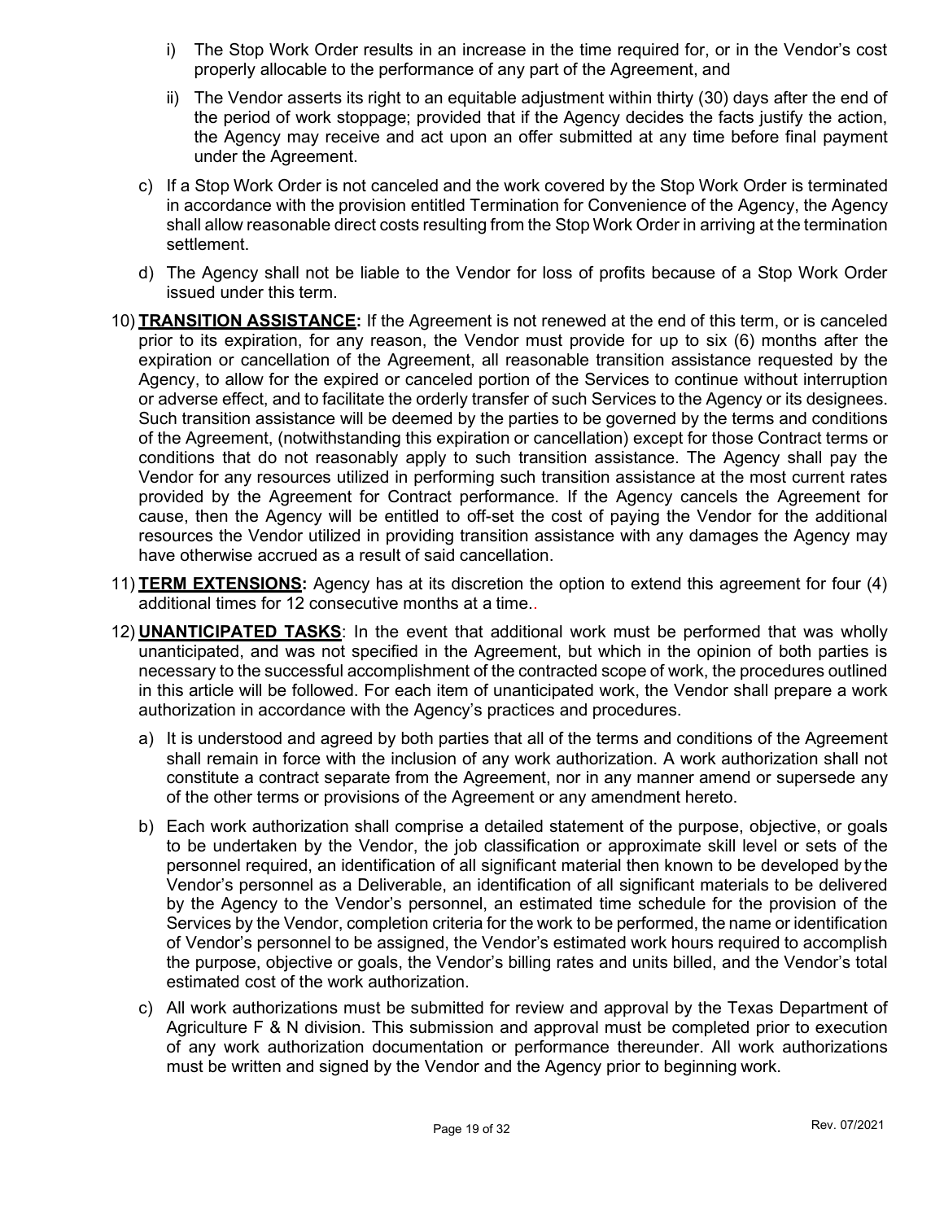i) The Stop Work Order results in an increase in the time required for, or in the Vendor's cost properly allocable to the performance of any part of the Agreement, and

ii) The Vendor asserts its right to an equitable adjustment within thirty (30) days after the end of the period of work stoppage; provided that if the Agency decides the facts justify the action, the Agency may receive and act upon an offer submitted at any time before final payment under the Agreement.

c) If a Stop Work Order is not canceled and the work covered by the Stop Work Order is terminated in accordance with the provision entitled Termination for Convenience of the Agency, the Agency shall allow reasonable direct costs resulting from the Stop Work Order in arriving at the termination settlement.

d) The Agency shall not be liable to the Vendor for loss of profits because of a Stop Work Order issued under this term.

10) **TRANSITION ASSISTANCE:** If the Agreement is not renewed at the end of this term, or is canceled prior to its expiration, for any reason, the Vendor must provide for up to six (6) months after the expiration or cancellation of the Agreement, all reasonable transition assistance requested by the Agency, to allow for the expired or canceled portion of the Services to continue without interruption or adverse effect, and to facilitate the orderly transfer of such Services to the Agency or its designees. Such transition assistance will be deemed by the parties to be governed by the terms and conditions of the Agreement, (notwithstanding this expiration or cancellation) except for those Contract terms or conditions that do not reasonably apply to such transition assistance. The Agency shall pay the Vendor for any resources utilized in performing such transition assistance at the most current rates provided by the Agreement for Contract performance. If the Agency cancels the Agreement for cause, then the Agency will be entitled to off-set the cost of paying the Vendor for the additional resources the Vendor utilized in providing transition assistance with any damages the Agency may have otherwise accrued as a result of said cancellation.

11) **TERM EXTENSIONS:** Agency has at its discretion the option to extend this agreement for four (4) additional times for 12 consecutive months at a time..

12) **UNANTICIPATED TASKS**: In the event that additional work must be performed that was wholly unanticipated, and was not specified in the Agreement, but which in the opinion of both parties is necessary to the successful accomplishment of the contracted scope of work, the procedures outlined in this article will be followed. For each item of unanticipated work, the Vendor shall prepare a work authorization in accordance with the Agency's practices and procedures.

a) It is understood and agreed by both parties that all of the terms and conditions of the Agreement shall remain in force with the inclusion of any work authorization. A work authorization shall not constitute a contract separate from the Agreement, nor in any manner amend or supersede any of the other terms or provisions of the Agreement or any amendment hereto.

b) Each work authorization shall comprise a detailed statement of the purpose, objective, or goals to be undertaken by the Vendor, the job classification or approximate skill level or sets of the personnel required, an identification of all significant material then known to be developed by the Vendor's personnel as a Deliverable, an identification of all significant materials to be delivered by the Agency to the Vendor's personnel, an estimated time schedule for the provision of the Services by the Vendor, completion criteria for the work to be performed, the name or identification of Vendor's personnel to be assigned, the Vendor's estimated work hours required to accomplish the purpose, objective or goals, the Vendor's billing rates and units billed, and the Vendor's total estimated cost of the work authorization.

c) All work authorizations must be submitted for review and approval by the Texas Department of Agriculture F & N division. This submission and approval must be completed prior to execution of any work authorization documentation or performance thereunder. All work authorizations must be written and signed by the Vendor and the Agency prior to beginning work.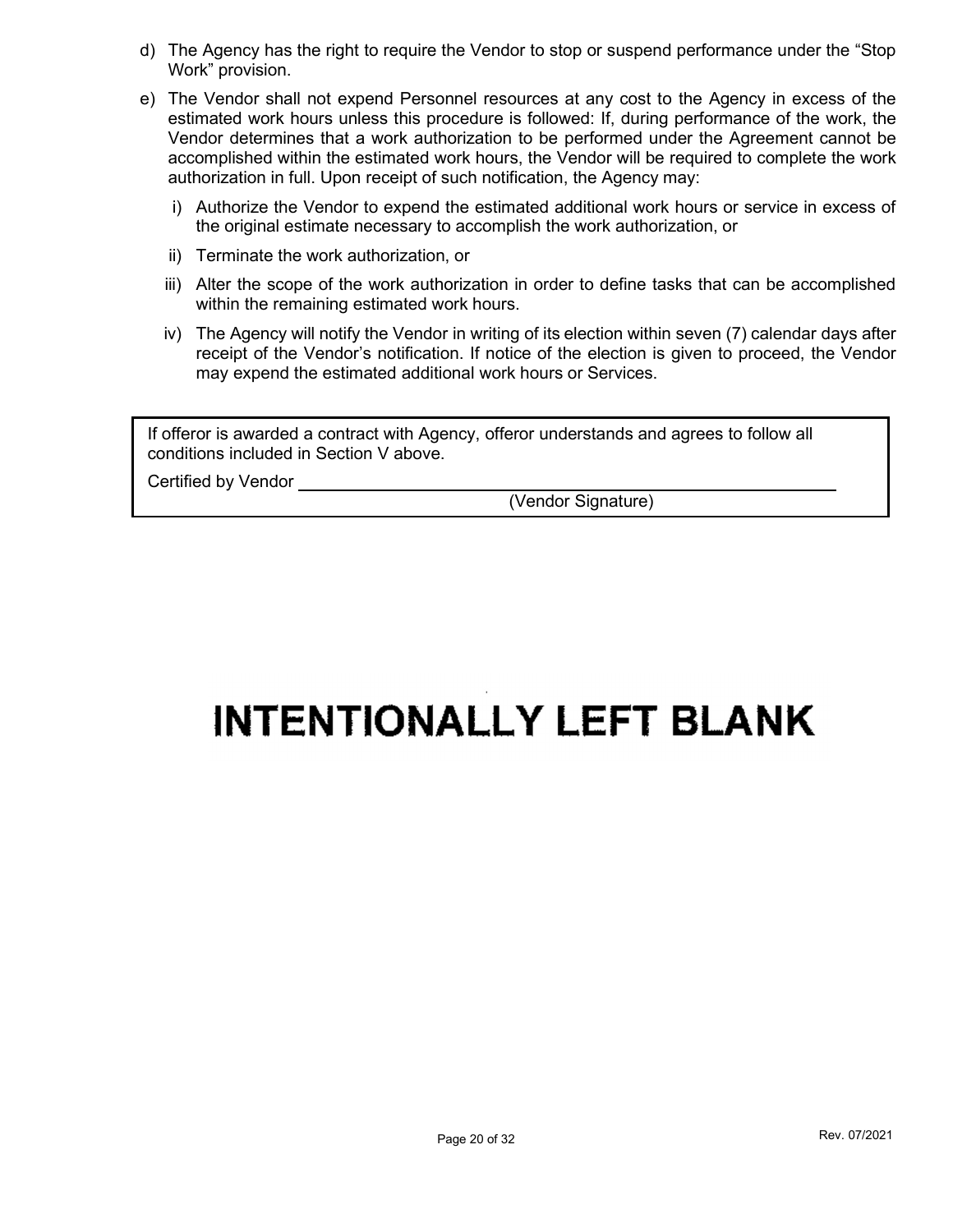d) The Agency has the right to require the Vendor to stop or suspend performance under the "Stop Work" provision.

e) The Vendor shall not expend Personnel resources at any cost to the Agency in excess of the estimated work hours unless this procedure is followed: If, during performance of the work, the Vendor determines that a work authorization to be performed under the Agreement cannot be accomplished within the estimated work hours, the Vendor will be required to complete the work authorization in full. Upon receipt of such notification, the Agency may:

   i) Authorize the Vendor to expend the estimated additional work hours or service in excess of the original estimate necessary to accomplish the work authorization, or

   ii) Terminate the work authorization, or

   iii) Alter the scope of the work authorization in order to define tasks that can be accomplished within the remaining estimated work hours.

   iv) The Agency will notify the Vendor in writing of its election within seven (7) calendar days after receipt of the Vendor's notification. If notice of the election is given to proceed, the Vendor may expend the estimated additional work hours or Services.

| If offeror is awarded a contract with Agency, offeror understands and agrees to follow all conditions included in Section V above.<br><br>Certified by Vendor ______________________________<br>(Vendor Signature) |
|---|

# INTENTIONALLY LEFT BLANK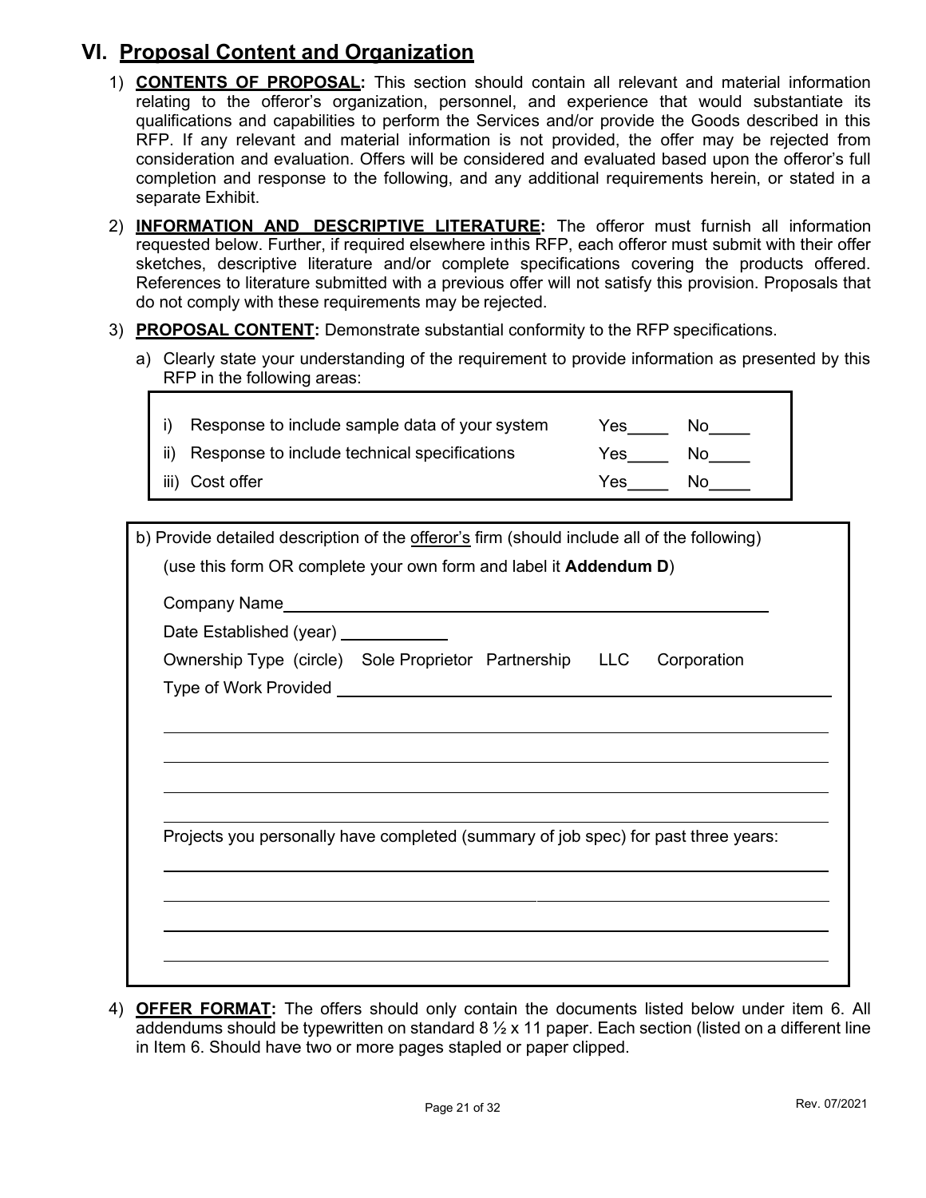## VI. Proposal Content and Organization

1) **CONTENTS OF PROPOSAL:** This section should contain all relevant and material information relating to the offeror's organization, personnel, and experience that would substantiate its qualifications and capabilities to perform the Services and/or provide the Goods described in this RFP. If any relevant and material information is not provided, the offer may be rejected from consideration and evaluation. Offers will be considered and evaluated based upon the offeror's full completion and response to the following, and any additional requirements herein, or stated in a separate Exhibit.

2) **INFORMATION AND DESCRIPTIVE LITERATURE:** The offeror must furnish all information requested below. Further, if required elsewhere inthis RFP, each offeror must submit with their offer sketches, descriptive literature and/or complete specifications covering the products offered. References to literature submitted with a previous offer will not satisfy this provision. Proposals that do not comply with these requirements may be rejected.

3) **PROPOSAL CONTENT:** Demonstrate substantial conformity to the RFP specifications.

   a) Clearly state your understanding of the requirement to provide information as presented by this RFP in the following areas:

| | | | |
|---|---|---|---|
| i) | Response to include sample data of your system | Yes____ | No____ |
| ii) | Response to include technical specifications | Yes____ | No____ |
| iii) | Cost offer | Yes____ | No____ |

   b) Provide detailed description of the offeror's firm (should include all of the following)

   (use this form OR complete your own form and label it **Addendum D**)

   Company Name______________________________________________

   Date Established (year) ____________

   Ownership Type (circle) Sole Proprietor Partnership LLC Corporation

   Type of Work Provided ______________________________________________

   ______________________________________________

   ______________________________________________

   ______________________________________________

   ______________________________________________

   Projects you personally have completed (summary of job spec) for past three years:

   ______________________________________________

   ______________________________________________

   ______________________________________________

   ______________________________________________

4) **OFFER FORMAT:** The offers should only contain the documents listed below under item 6. All addendums should be typewritten on standard 8 ½ x 11 paper. Each section (listed on a different line in Item 6. Should have two or more pages stapled or paper clipped.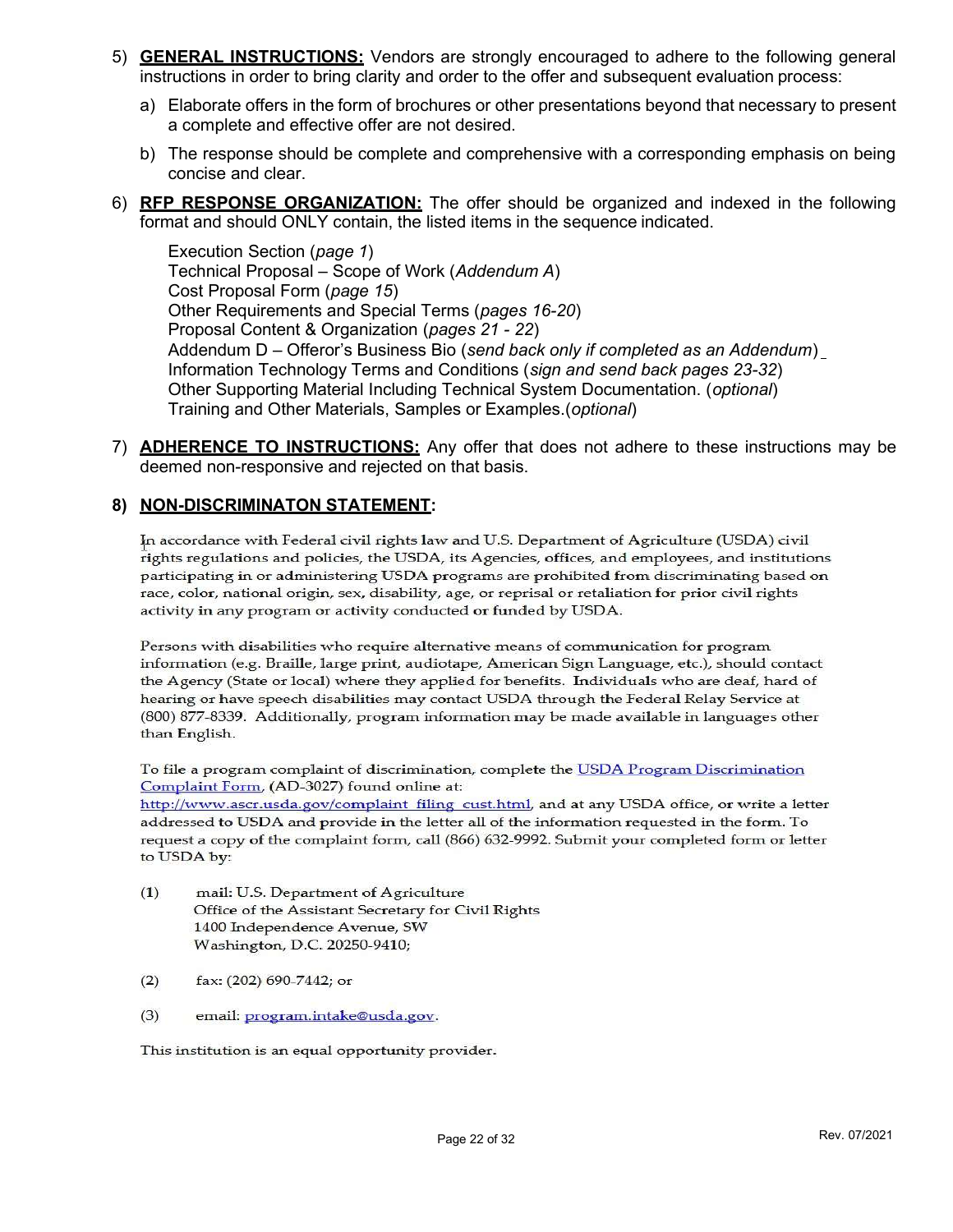5) **GENERAL INSTRUCTIONS:** Vendors are strongly encouraged to adhere to the following general instructions in order to bring clarity and order to the offer and subsequent evaluation process:

   a) Elaborate offers in the form of brochures or other presentations beyond that necessary to present a complete and effective offer are not desired.

   b) The response should be complete and comprehensive with a corresponding emphasis on being concise and clear.

6) **RFP RESPONSE ORGANIZATION:** The offer should be organized and indexed in the following format and should ONLY contain, the listed items in the sequence indicated.

   Execution Section (*page 1*)
   Technical Proposal – Scope of Work (*Addendum A*)
   Cost Proposal Form (*page 15*)
   Other Requirements and Special Terms (*pages 16-20*)
   Proposal Content & Organization (*pages 21 - 22*)
   Addendum D – Offeror's Business Bio (*send back only if completed as an Addendum*)
   Information Technology Terms and Conditions (*sign and send back pages 23-32*)
   Other Supporting Material Including Technical System Documentation. (*optional*)
   Training and Other Materials, Samples or Examples.(*optional*)

7) **ADHERENCE TO INSTRUCTIONS:** Any offer that does not adhere to these instructions may be deemed non-responsive and rejected on that basis.

8) **NON-DISCRIMINATON STATEMENT:**

In accordance with Federal civil rights law and U.S. Department of Agriculture (USDA) civil rights regulations and policies, the USDA, its Agencies, offices, and employees, and institutions participating in or administering USDA programs are prohibited from discriminating based on race, color, national origin, sex, disability, age, or reprisal or retaliation for prior civil rights activity in any program or activity conducted or funded by USDA.

Persons with disabilities who require alternative means of communication for program information (e.g. Braille, large print, audiotape, American Sign Language, etc.), should contact the Agency (State or local) where they applied for benefits. Individuals who are deaf, hard of hearing or have speech disabilities may contact USDA through the Federal Relay Service at (800) 877-8339. Additionally, program information may be made available in languages other than English.

To file a program complaint of discrimination, complete the USDA Program Discrimination Complaint Form, (AD-3027) found online at: http://www.ascr.usda.gov/complaint_filing_cust.html, and at any USDA office, or write a letter addressed to USDA and provide in the letter all of the information requested in the form. To request a copy of the complaint form, call (866) 632-9992. Submit your completed form or letter to USDA by:

(1) mail: U.S. Department of Agriculture
Office of the Assistant Secretary for Civil Rights
1400 Independence Avenue, SW
Washington, D.C. 20250-9410;

(2) fax: (202) 690-7442; or

(3) email: program.intake@usda.gov.

This institution is an equal opportunity provider.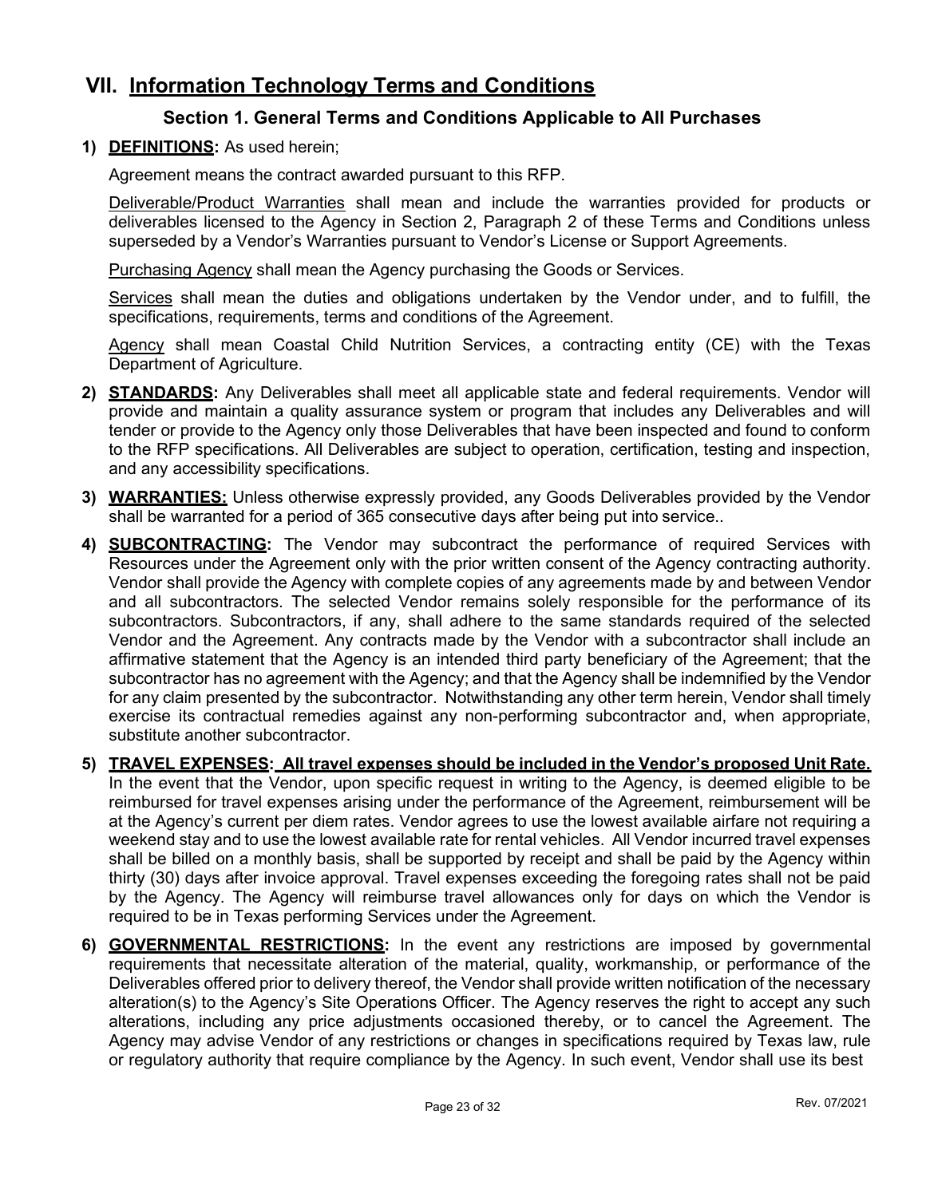# VII. Information Technology Terms and Conditions

## Section 1. General Terms and Conditions Applicable to All Purchases

1) **DEFINITIONS:** As used herein;

   Agreement means the contract awarded pursuant to this RFP.

   Deliverable/Product Warranties shall mean and include the warranties provided for products or deliverables licensed to the Agency in Section 2, Paragraph 2 of these Terms and Conditions unless superseded by a Vendor's Warranties pursuant to Vendor's License or Support Agreements.

   Purchasing Agency shall mean the Agency purchasing the Goods or Services.

   Services shall mean the duties and obligations undertaken by the Vendor under, and to fulfill, the specifications, requirements, terms and conditions of the Agreement.

   Agency shall mean Coastal Child Nutrition Services, a contracting entity (CE) with the Texas Department of Agriculture.

2) **STANDARDS:** Any Deliverables shall meet all applicable state and federal requirements. Vendor will provide and maintain a quality assurance system or program that includes any Deliverables and will tender or provide to the Agency only those Deliverables that have been inspected and found to conform to the RFP specifications. All Deliverables are subject to operation, certification, testing and inspection, and any accessibility specifications.

3) **WARRANTIES:** Unless otherwise expressly provided, any Goods Deliverables provided by the Vendor shall be warranted for a period of 365 consecutive days after being put into service..

4) **SUBCONTRACTING:** The Vendor may subcontract the performance of required Services with Resources under the Agreement only with the prior written consent of the Agency contracting authority. Vendor shall provide the Agency with complete copies of any agreements made by and between Vendor and all subcontractors. The selected Vendor remains solely responsible for the performance of its subcontractors. Subcontractors, if any, shall adhere to the same standards required of the selected Vendor and the Agreement. Any contracts made by the Vendor with a subcontractor shall include an affirmative statement that the Agency is an intended third party beneficiary of the Agreement; that the subcontractor has no agreement with the Agency; and that the Agency shall be indemnified by the Vendor for any claim presented by the subcontractor. Notwithstanding any other term herein, Vendor shall timely exercise its contractual remedies against any non-performing subcontractor and, when appropriate, substitute another subcontractor.

5) **TRAVEL EXPENSES: All travel expenses should be included in the Vendor's proposed Unit Rate.** In the event that the Vendor, upon specific request in writing to the Agency, is deemed eligible to be reimbursed for travel expenses arising under the performance of the Agreement, reimbursement will be at the Agency's current per diem rates. Vendor agrees to use the lowest available airfare not requiring a weekend stay and to use the lowest available rate for rental vehicles. All Vendor incurred travel expenses shall be billed on a monthly basis, shall be supported by receipt and shall be paid by the Agency within thirty (30) days after invoice approval. Travel expenses exceeding the foregoing rates shall not be paid by the Agency. The Agency will reimburse travel allowances only for days on which the Vendor is required to be in Texas performing Services under the Agreement.

6) **GOVERNMENTAL RESTRICTIONS:** In the event any restrictions are imposed by governmental requirements that necessitate alteration of the material, quality, workmanship, or performance of the Deliverables offered prior to delivery thereof, the Vendor shall provide written notification of the necessary alteration(s) to the Agency's Site Operations Officer. The Agency reserves the right to accept any such alterations, including any price adjustments occasioned thereby, or to cancel the Agreement. The Agency may advise Vendor of any restrictions or changes in specifications required by Texas law, rule or regulatory authority that require compliance by the Agency. In such event, Vendor shall use its best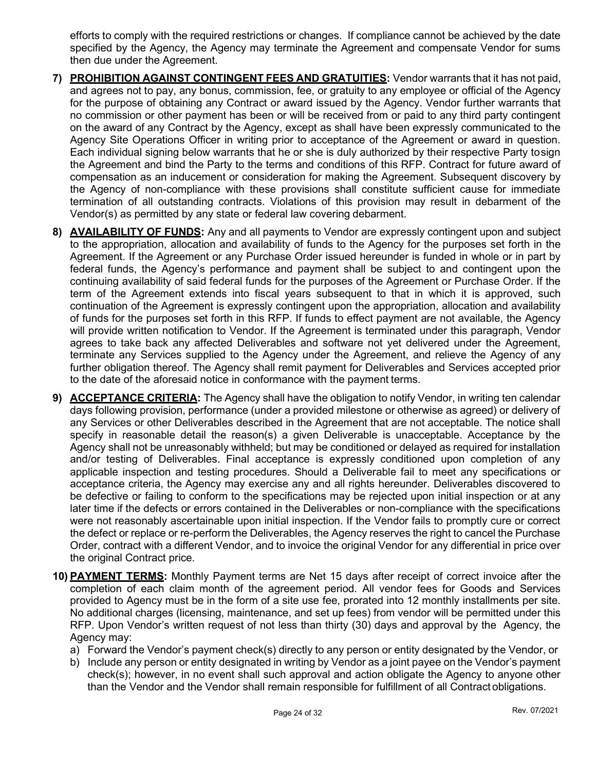efforts to comply with the required restrictions or changes. If compliance cannot be achieved by the date specified by the Agency, the Agency may terminate the Agreement and compensate Vendor for sums then due under the Agreement.

7) **PROHIBITION AGAINST CONTINGENT FEES AND GRATUITIES:** Vendor warrants that it has not paid, and agrees not to pay, any bonus, commission, fee, or gratuity to any employee or official of the Agency for the purpose of obtaining any Contract or award issued by the Agency. Vendor further warrants that no commission or other payment has been or will be received from or paid to any third party contingent on the award of any Contract by the Agency, except as shall have been expressly communicated to the Agency Site Operations Officer in writing prior to acceptance of the Agreement or award in question. Each individual signing below warrants that he or she is duly authorized by their respective Party tosign the Agreement and bind the Party to the terms and conditions of this RFP. Contract for future award of compensation as an inducement or consideration for making the Agreement. Subsequent discovery by the Agency of non-compliance with these provisions shall constitute sufficient cause for immediate termination of all outstanding contracts. Violations of this provision may result in debarment of the Vendor(s) as permitted by any state or federal law covering debarment.

8) **AVAILABILITY OF FUNDS:** Any and all payments to Vendor are expressly contingent upon and subject to the appropriation, allocation and availability of funds to the Agency for the purposes set forth in the Agreement. If the Agreement or any Purchase Order issued hereunder is funded in whole or in part by federal funds, the Agency's performance and payment shall be subject to and contingent upon the continuing availability of said federal funds for the purposes of the Agreement or Purchase Order. If the term of the Agreement extends into fiscal years subsequent to that in which it is approved, such continuation of the Agreement is expressly contingent upon the appropriation, allocation and availability of funds for the purposes set forth in this RFP. If funds to effect payment are not available, the Agency will provide written notification to Vendor. If the Agreement is terminated under this paragraph, Vendor agrees to take back any affected Deliverables and software not yet delivered under the Agreement, terminate any Services supplied to the Agency under the Agreement, and relieve the Agency of any further obligation thereof. The Agency shall remit payment for Deliverables and Services accepted prior to the date of the aforesaid notice in conformance with the payment terms.

9) **ACCEPTANCE CRITERIA:** The Agency shall have the obligation to notify Vendor, in writing ten calendar days following provision, performance (under a provided milestone or otherwise as agreed) or delivery of any Services or other Deliverables described in the Agreement that are not acceptable. The notice shall specify in reasonable detail the reason(s) a given Deliverable is unacceptable. Acceptance by the Agency shall not be unreasonably withheld; but may be conditioned or delayed as required for installation and/or testing of Deliverables. Final acceptance is expressly conditioned upon completion of any applicable inspection and testing procedures. Should a Deliverable fail to meet any specifications or acceptance criteria, the Agency may exercise any and all rights hereunder. Deliverables discovered to be defective or failing to conform to the specifications may be rejected upon initial inspection or at any later time if the defects or errors contained in the Deliverables or non-compliance with the specifications were not reasonably ascertainable upon initial inspection. If the Vendor fails to promptly cure or correct the defect or replace or re-perform the Deliverables, the Agency reserves the right to cancel the Purchase Order, contract with a different Vendor, and to invoice the original Vendor for any differential in price over the original Contract price.

10) **PAYMENT TERMS:** Monthly Payment terms are Net 15 days after receipt of correct invoice after the completion of each claim month of the agreement period. All vendor fees for Goods and Services provided to Agency must be in the form of a site use fee, prorated into 12 monthly installments per site. No additional charges (licensing, maintenance, and set up fees) from vendor will be permitted under this RFP. Upon Vendor's written request of not less than thirty (30) days and approval by the Agency, the Agency may:
    a) Forward the Vendor's payment check(s) directly to any person or entity designated by the Vendor, or
    b) Include any person or entity designated in writing by Vendor as a joint payee on the Vendor's payment check(s); however, in no event shall such approval and action obligate the Agency to anyone other than the Vendor and the Vendor shall remain responsible for fulfillment of all Contract obligations.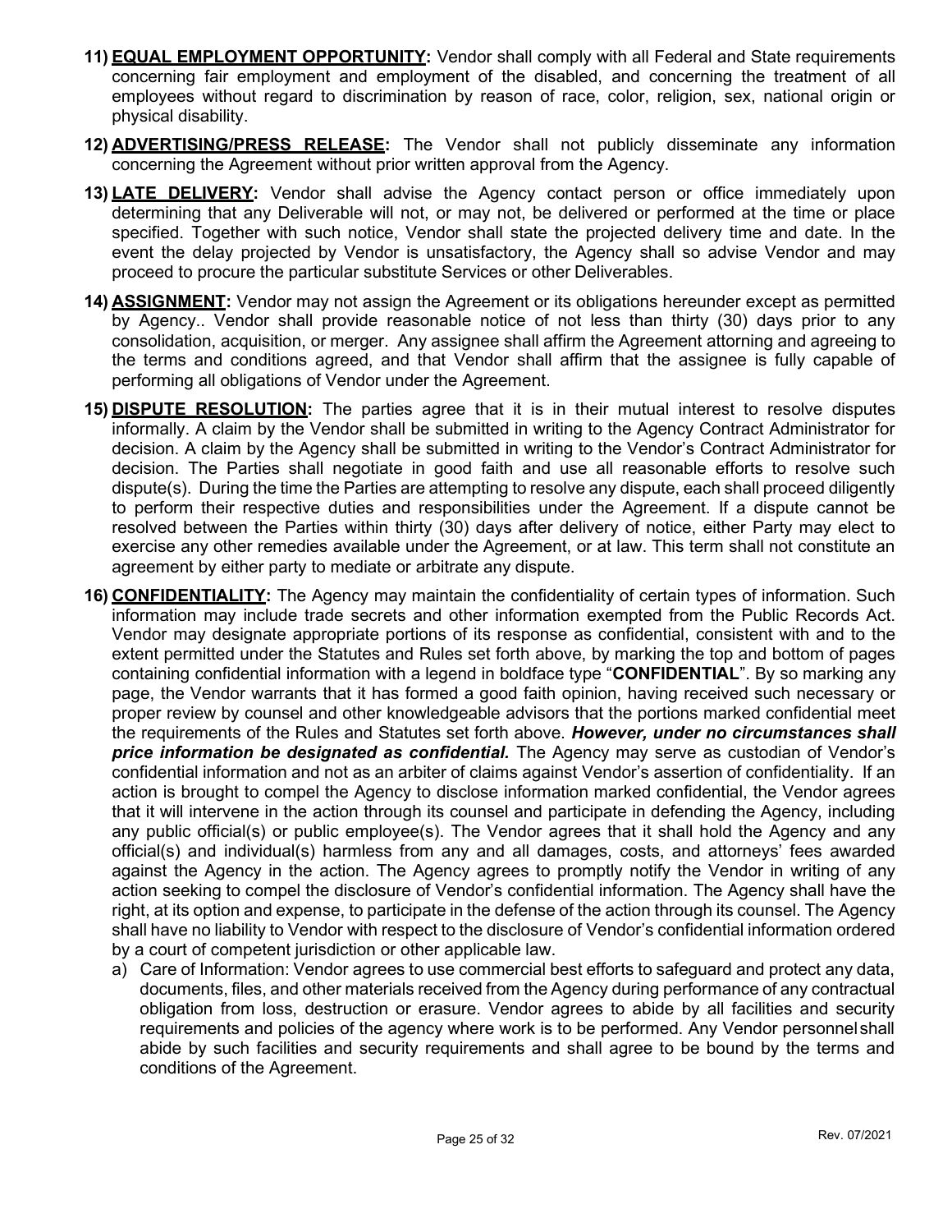11) **<u>EQUAL EMPLOYMENT OPPORTUNITY</u>:** Vendor shall comply with all Federal and State requirements concerning fair employment and employment of the disabled, and concerning the treatment of all employees without regard to discrimination by reason of race, color, religion, sex, national origin or physical disability.

12) **<u>ADVERTISING/PRESS RELEASE</u>:** The Vendor shall not publicly disseminate any information concerning the Agreement without prior written approval from the Agency.

13) **<u>LATE DELIVERY</u>:** Vendor shall advise the Agency contact person or office immediately upon determining that any Deliverable will not, or may not, be delivered or performed at the time or place specified. Together with such notice, Vendor shall state the projected delivery time and date. In the event the delay projected by Vendor is unsatisfactory, the Agency shall so advise Vendor and may proceed to procure the particular substitute Services or other Deliverables.

14) **<u>ASSIGNMENT</u>:** Vendor may not assign the Agreement or its obligations hereunder except as permitted by Agency.. Vendor shall provide reasonable notice of not less than thirty (30) days prior to any consolidation, acquisition, or merger. Any assignee shall affirm the Agreement attorning and agreeing to the terms and conditions agreed, and that Vendor shall affirm that the assignee is fully capable of performing all obligations of Vendor under the Agreement.

15) **<u>DISPUTE RESOLUTION</u>:** The parties agree that it is in their mutual interest to resolve disputes informally. A claim by the Vendor shall be submitted in writing to the Agency Contract Administrator for decision. A claim by the Agency shall be submitted in writing to the Vendor's Contract Administrator for decision. The Parties shall negotiate in good faith and use all reasonable efforts to resolve such dispute(s). During the time the Parties are attempting to resolve any dispute, each shall proceed diligently to perform their respective duties and responsibilities under the Agreement. If a dispute cannot be resolved between the Parties within thirty (30) days after delivery of notice, either Party may elect to exercise any other remedies available under the Agreement, or at law. This term shall not constitute an agreement by either party to mediate or arbitrate any dispute.

16) **<u>CONFIDENTIALITY</u>:** The Agency may maintain the confidentiality of certain types of information. Such information may include trade secrets and other information exempted from the Public Records Act. Vendor may designate appropriate portions of its response as confidential, consistent with and to the extent permitted under the Statutes and Rules set forth above, by marking the top and bottom of pages containing confidential information with a legend in boldface type "**CONFIDENTIAL**". By so marking any page, the Vendor warrants that it has formed a good faith opinion, having received such necessary or proper review by counsel and other knowledgeable advisors that the portions marked confidential meet the requirements of the Rules and Statutes set forth above. ***However, under no circumstances shall price information be designated as confidential.*** The Agency may serve as custodian of Vendor's confidential information and not as an arbiter of claims against Vendor's assertion of confidentiality. If an action is brought to compel the Agency to disclose information marked confidential, the Vendor agrees that it will intervene in the action through its counsel and participate in defending the Agency, including any public official(s) or public employee(s). The Vendor agrees that it shall hold the Agency and any official(s) and individual(s) harmless from any and all damages, costs, and attorneys' fees awarded against the Agency in the action. The Agency agrees to promptly notify the Vendor in writing of any action seeking to compel the disclosure of Vendor's confidential information. The Agency shall have the right, at its option and expense, to participate in the defense of the action through its counsel. The Agency shall have no liability to Vendor with respect to the disclosure of Vendor's confidential information ordered by a court of competent jurisdiction or other applicable law.

    a) Care of Information: Vendor agrees to use commercial best efforts to safeguard and protect any data, documents, files, and other materials received from the Agency during performance of any contractual obligation from loss, destruction or erasure. Vendor agrees to abide by all facilities and security requirements and policies of the agency where work is to be performed. Any Vendor personnel shall abide by such facilities and security requirements and shall agree to be bound by the terms and conditions of the Agreement.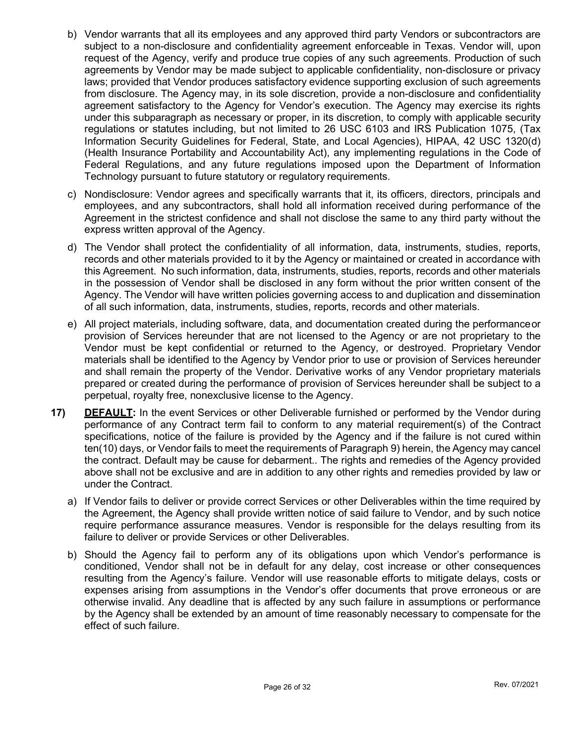b) Vendor warrants that all its employees and any approved third party Vendors or subcontractors are subject to a non-disclosure and confidentiality agreement enforceable in Texas. Vendor will, upon request of the Agency, verify and produce true copies of any such agreements. Production of such agreements by Vendor may be made subject to applicable confidentiality, non-disclosure or privacy laws; provided that Vendor produces satisfactory evidence supporting exclusion of such agreements from disclosure. The Agency may, in its sole discretion, provide a non-disclosure and confidentiality agreement satisfactory to the Agency for Vendor's execution. The Agency may exercise its rights under this subparagraph as necessary or proper, in its discretion, to comply with applicable security regulations or statutes including, but not limited to 26 USC 6103 and IRS Publication 1075, (Tax Information Security Guidelines for Federal, State, and Local Agencies), HIPAA, 42 USC 1320(d) (Health Insurance Portability and Accountability Act), any implementing regulations in the Code of Federal Regulations, and any future regulations imposed upon the Department of Information Technology pursuant to future statutory or regulatory requirements.

c) Nondisclosure: Vendor agrees and specifically warrants that it, its officers, directors, principals and employees, and any subcontractors, shall hold all information received during performance of the Agreement in the strictest confidence and shall not disclose the same to any third party without the express written approval of the Agency.

d) The Vendor shall protect the confidentiality of all information, data, instruments, studies, reports, records and other materials provided to it by the Agency or maintained or created in accordance with this Agreement. No such information, data, instruments, studies, reports, records and other materials in the possession of Vendor shall be disclosed in any form without the prior written consent of the Agency. The Vendor will have written policies governing access to and duplication and dissemination of all such information, data, instruments, studies, reports, records and other materials.

e) All project materials, including software, data, and documentation created during the performanceor provision of Services hereunder that are not licensed to the Agency or are not proprietary to the Vendor must be kept confidential or returned to the Agency, or destroyed. Proprietary Vendor materials shall be identified to the Agency by Vendor prior to use or provision of Services hereunder and shall remain the property of the Vendor. Derivative works of any Vendor proprietary materials prepared or created during the performance of provision of Services hereunder shall be subject to a perpetual, royalty free, nonexclusive license to the Agency.

**17)** **DEFAULT:** In the event Services or other Deliverable furnished or performed by the Vendor during performance of any Contract term fail to conform to any material requirement(s) of the Contract specifications, notice of the failure is provided by the Agency and if the failure is not cured within ten(10) days, or Vendor fails to meet the requirements of Paragraph 9) herein, the Agency may cancel the contract. Default may be cause for debarment.. The rights and remedies of the Agency provided above shall not be exclusive and are in addition to any other rights and remedies provided by law or under the Contract.

a) If Vendor fails to deliver or provide correct Services or other Deliverables within the time required by the Agreement, the Agency shall provide written notice of said failure to Vendor, and by such notice require performance assurance measures. Vendor is responsible for the delays resulting from its failure to deliver or provide Services or other Deliverables.

b) Should the Agency fail to perform any of its obligations upon which Vendor's performance is conditioned, Vendor shall not be in default for any delay, cost increase or other consequences resulting from the Agency's failure. Vendor will use reasonable efforts to mitigate delays, costs or expenses arising from assumptions in the Vendor's offer documents that prove erroneous or are otherwise invalid. Any deadline that is affected by any such failure in assumptions or performance by the Agency shall be extended by an amount of time reasonably necessary to compensate for the effect of such failure.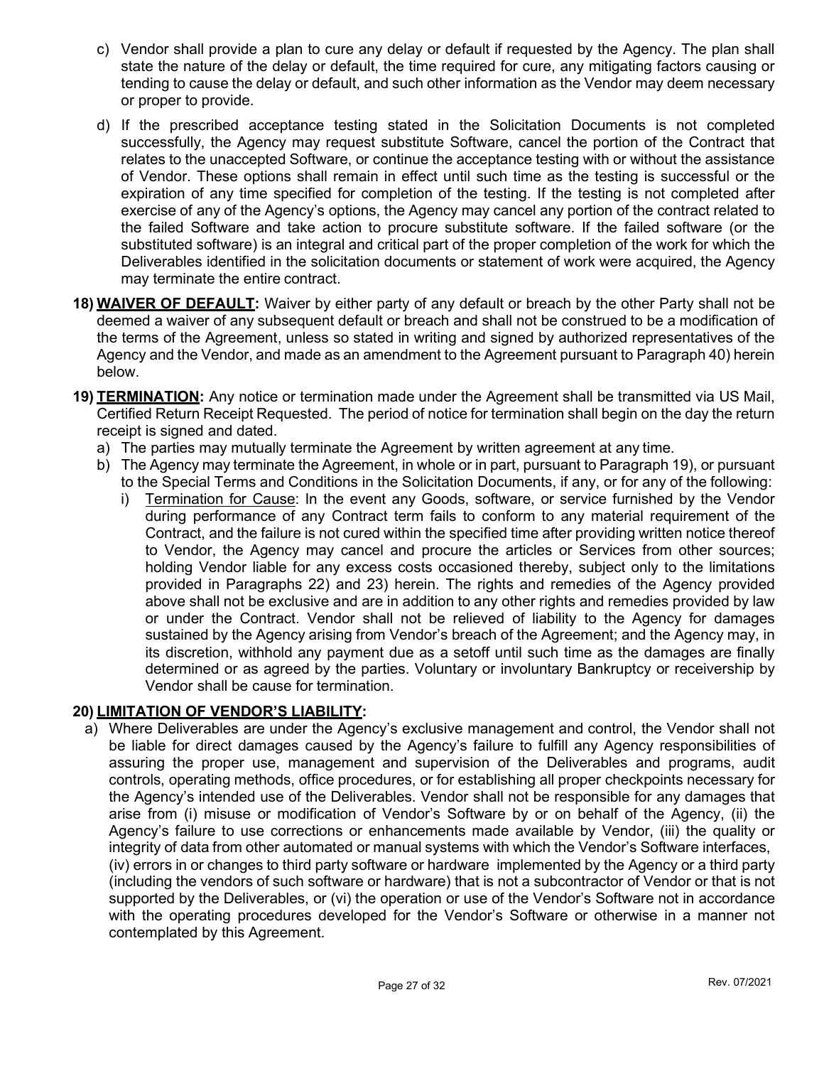c) Vendor shall provide a plan to cure any delay or default if requested by the Agency. The plan shall state the nature of the delay or default, the time required for cure, any mitigating factors causing or tending to cause the delay or default, and such other information as the Vendor may deem necessary or proper to provide.

d) If the prescribed acceptance testing stated in the Solicitation Documents is not completed successfully, the Agency may request substitute Software, cancel the portion of the Contract that relates to the unaccepted Software, or continue the acceptance testing with or without the assistance of Vendor. These options shall remain in effect until such time as the testing is successful or the expiration of any time specified for completion of the testing. If the testing is not completed after exercise of any of the Agency's options, the Agency may cancel any portion of the contract related to the failed Software and take action to procure substitute software. If the failed software (or the substituted software) is an integral and critical part of the proper completion of the work for which the Deliverables identified in the solicitation documents or statement of work were acquired, the Agency may terminate the entire contract.

**18) <u>WAIVER OF DEFAULT</u>:** Waiver by either party of any default or breach by the other Party shall not be deemed a waiver of any subsequent default or breach and shall not be construed to be a modification of the terms of the Agreement, unless so stated in writing and signed by authorized representatives of the Agency and the Vendor, and made as an amendment to the Agreement pursuant to Paragraph 40) herein below.

**19) <u>TERMINATION</u>:** Any notice or termination made under the Agreement shall be transmitted via US Mail, Certified Return Receipt Requested. The period of notice for termination shall begin on the day the return receipt is signed and dated.

a) The parties may mutually terminate the Agreement by written agreement at any time.

b) The Agency may terminate the Agreement, in whole or in part, pursuant to Paragraph 19), or pursuant to the Special Terms and Conditions in the Solicitation Documents, if any, or for any of the following:

   i) <u>Termination for Cause</u>: In the event any Goods, software, or service furnished by the Vendor during performance of any Contract term fails to conform to any material requirement of the Contract, and the failure is not cured within the specified time after providing written notice thereof to Vendor, the Agency may cancel and procure the articles or Services from other sources; holding Vendor liable for any excess costs occasioned thereby, subject only to the limitations provided in Paragraphs 22) and 23) herein. The rights and remedies of the Agency provided above shall not be exclusive and are in addition to any other rights and remedies provided by law or under the Contract. Vendor shall not be relieved of liability to the Agency for damages sustained by the Agency arising from Vendor's breach of the Agreement; and the Agency may, in its discretion, withhold any payment due as a setoff until such time as the damages are finally determined or as agreed by the parties. Voluntary or involuntary Bankruptcy or receivership by Vendor shall be cause for termination.

**20) <u>LIMITATION OF VENDOR'S LIABILITY</u>:**

a) Where Deliverables are under the Agency's exclusive management and control, the Vendor shall not be liable for direct damages caused by the Agency's failure to fulfill any Agency responsibilities of assuring the proper use, management and supervision of the Deliverables and programs, audit controls, operating methods, office procedures, or for establishing all proper checkpoints necessary for the Agency's intended use of the Deliverables. Vendor shall not be responsible for any damages that arise from (i) misuse or modification of Vendor's Software by or on behalf of the Agency, (ii) the Agency's failure to use corrections or enhancements made available by Vendor, (iii) the quality or integrity of data from other automated or manual systems with which the Vendor's Software interfaces, (iv) errors in or changes to third party software or hardware implemented by the Agency or a third party (including the vendors of such software or hardware) that is not a subcontractor of Vendor or that is not supported by the Deliverables, or (vi) the operation or use of the Vendor's Software not in accordance with the operating procedures developed for the Vendor's Software or otherwise in a manner not contemplated by this Agreement.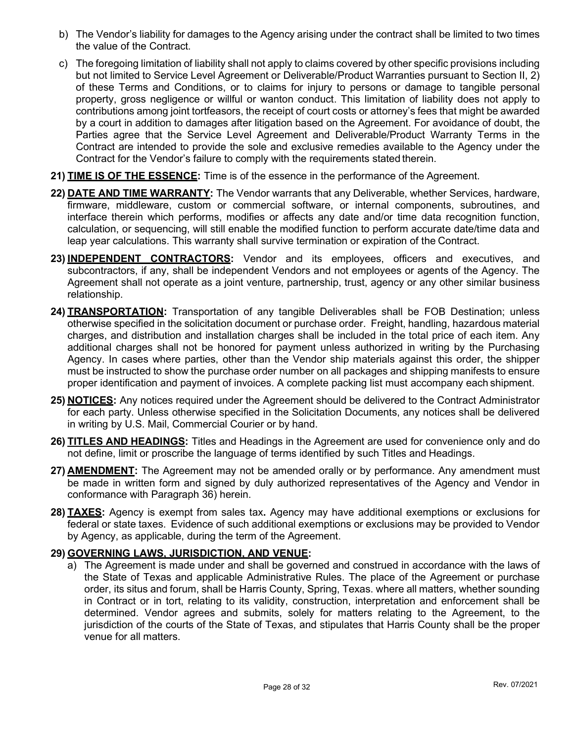b) The Vendor's liability for damages to the Agency arising under the contract shall be limited to two times the value of the Contract.

c) The foregoing limitation of liability shall not apply to claims covered by other specific provisions including but not limited to Service Level Agreement or Deliverable/Product Warranties pursuant to Section II, 2) of these Terms and Conditions, or to claims for injury to persons or damage to tangible personal property, gross negligence or willful or wanton conduct. This limitation of liability does not apply to contributions among joint tortfeasors, the receipt of court costs or attorney's fees that might be awarded by a court in addition to damages after litigation based on the Agreement. For avoidance of doubt, the Parties agree that the Service Level Agreement and Deliverable/Product Warranty Terms in the Contract are intended to provide the sole and exclusive remedies available to the Agency under the Contract for the Vendor's failure to comply with the requirements stated therein.

**21) TIME IS OF THE ESSENCE:** Time is of the essence in the performance of the Agreement.

**22) DATE AND TIME WARRANTY:** The Vendor warrants that any Deliverable, whether Services, hardware, firmware, middleware, custom or commercial software, or internal components, subroutines, and interface therein which performs, modifies or affects any date and/or time data recognition function, calculation, or sequencing, will still enable the modified function to perform accurate date/time data and leap year calculations. This warranty shall survive termination or expiration of the Contract.

**23) INDEPENDENT CONTRACTORS:** Vendor and its employees, officers and executives, and subcontractors, if any, shall be independent Vendors and not employees or agents of the Agency. The Agreement shall not operate as a joint venture, partnership, trust, agency or any other similar business relationship.

**24) TRANSPORTATION:** Transportation of any tangible Deliverables shall be FOB Destination; unless otherwise specified in the solicitation document or purchase order. Freight, handling, hazardous material charges, and distribution and installation charges shall be included in the total price of each item. Any additional charges shall not be honored for payment unless authorized in writing by the Purchasing Agency. In cases where parties, other than the Vendor ship materials against this order, the shipper must be instructed to show the purchase order number on all packages and shipping manifests to ensure proper identification and payment of invoices. A complete packing list must accompany each shipment.

**25) NOTICES:** Any notices required under the Agreement should be delivered to the Contract Administrator for each party. Unless otherwise specified in the Solicitation Documents, any notices shall be delivered in writing by U.S. Mail, Commercial Courier or by hand.

**26) TITLES AND HEADINGS:** Titles and Headings in the Agreement are used for convenience only and do not define, limit or proscribe the language of terms identified by such Titles and Headings.

**27) AMENDMENT:** The Agreement may not be amended orally or by performance. Any amendment must be made in written form and signed by duly authorized representatives of the Agency and Vendor in conformance with Paragraph 36) herein.

**28) TAXES:** Agency is exempt from sales tax**.** Agency may have additional exemptions or exclusions for federal or state taxes. Evidence of such additional exemptions or exclusions may be provided to Vendor by Agency, as applicable, during the term of the Agreement.

**29) GOVERNING LAWS, JURISDICTION, AND VENUE:**

a) The Agreement is made under and shall be governed and construed in accordance with the laws of the State of Texas and applicable Administrative Rules. The place of the Agreement or purchase order, its situs and forum, shall be Harris County, Spring, Texas. where all matters, whether sounding in Contract or in tort, relating to its validity, construction, interpretation and enforcement shall be determined. Vendor agrees and submits, solely for matters relating to the Agreement, to the jurisdiction of the courts of the State of Texas, and stipulates that Harris County shall be the proper venue for all matters.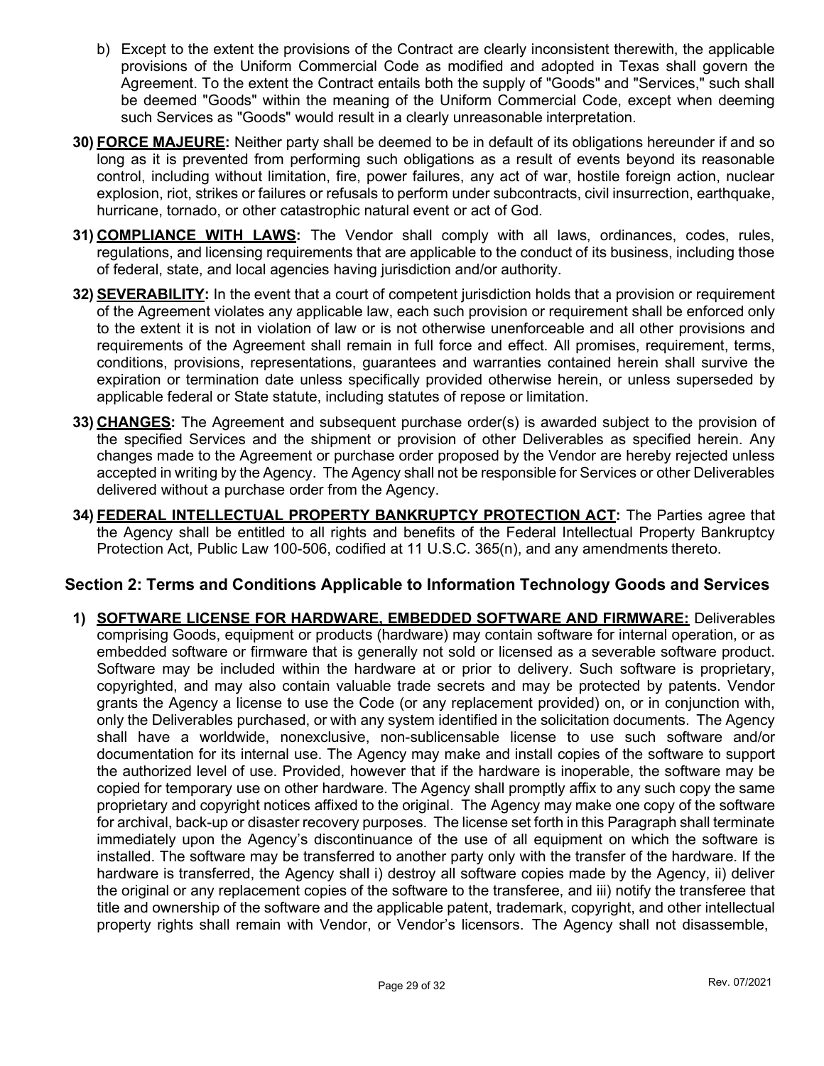b) Except to the extent the provisions of the Contract are clearly inconsistent therewith, the applicable provisions of the Uniform Commercial Code as modified and adopted in Texas shall govern the Agreement. To the extent the Contract entails both the supply of "Goods" and "Services," such shall be deemed "Goods" within the meaning of the Uniform Commercial Code, except when deeming such Services as "Goods" would result in a clearly unreasonable interpretation.

30) **FORCE MAJEURE:** Neither party shall be deemed to be in default of its obligations hereunder if and so long as it is prevented from performing such obligations as a result of events beyond its reasonable control, including without limitation, fire, power failures, any act of war, hostile foreign action, nuclear explosion, riot, strikes or failures or refusals to perform under subcontracts, civil insurrection, earthquake, hurricane, tornado, or other catastrophic natural event or act of God.

31) **COMPLIANCE WITH LAWS:** The Vendor shall comply with all laws, ordinances, codes, rules, regulations, and licensing requirements that are applicable to the conduct of its business, including those of federal, state, and local agencies having jurisdiction and/or authority.

32) **SEVERABILITY:** In the event that a court of competent jurisdiction holds that a provision or requirement of the Agreement violates any applicable law, each such provision or requirement shall be enforced only to the extent it is not in violation of law or is not otherwise unenforceable and all other provisions and requirements of the Agreement shall remain in full force and effect. All promises, requirement, terms, conditions, provisions, representations, guarantees and warranties contained herein shall survive the expiration or termination date unless specifically provided otherwise herein, or unless superseded by applicable federal or State statute, including statutes of repose or limitation.

33) **CHANGES:** The Agreement and subsequent purchase order(s) is awarded subject to the provision of the specified Services and the shipment or provision of other Deliverables as specified herein. Any changes made to the Agreement or purchase order proposed by the Vendor are hereby rejected unless accepted in writing by the Agency. The Agency shall not be responsible for Services or other Deliverables delivered without a purchase order from the Agency.

34) **FEDERAL INTELLECTUAL PROPERTY BANKRUPTCY PROTECTION ACT:** The Parties agree that the Agency shall be entitled to all rights and benefits of the Federal Intellectual Property Bankruptcy Protection Act, Public Law 100-506, codified at 11 U.S.C. 365(n), and any amendments thereto.

## Section 2: Terms and Conditions Applicable to Information Technology Goods and Services

1) **SOFTWARE LICENSE FOR HARDWARE, EMBEDDED SOFTWARE AND FIRMWARE:** Deliverables comprising Goods, equipment or products (hardware) may contain software for internal operation, or as embedded software or firmware that is generally not sold or licensed as a severable software product. Software may be included within the hardware at or prior to delivery. Such software is proprietary, copyrighted, and may also contain valuable trade secrets and may be protected by patents. Vendor grants the Agency a license to use the Code (or any replacement provided) on, or in conjunction with, only the Deliverables purchased, or with any system identified in the solicitation documents. The Agency shall have a worldwide, nonexclusive, non-sublicensable license to use such software and/or documentation for its internal use. The Agency may make and install copies of the software to support the authorized level of use. Provided, however that if the hardware is inoperable, the software may be copied for temporary use on other hardware. The Agency shall promptly affix to any such copy the same proprietary and copyright notices affixed to the original. The Agency may make one copy of the software for archival, back-up or disaster recovery purposes. The license set forth in this Paragraph shall terminate immediately upon the Agency's discontinuance of the use of all equipment on which the software is installed. The software may be transferred to another party only with the transfer of the hardware. If the hardware is transferred, the Agency shall i) destroy all software copies made by the Agency, ii) deliver the original or any replacement copies of the software to the transferee, and iii) notify the transferee that title and ownership of the software and the applicable patent, trademark, copyright, and other intellectual property rights shall remain with Vendor, or Vendor's licensors. The Agency shall not disassemble,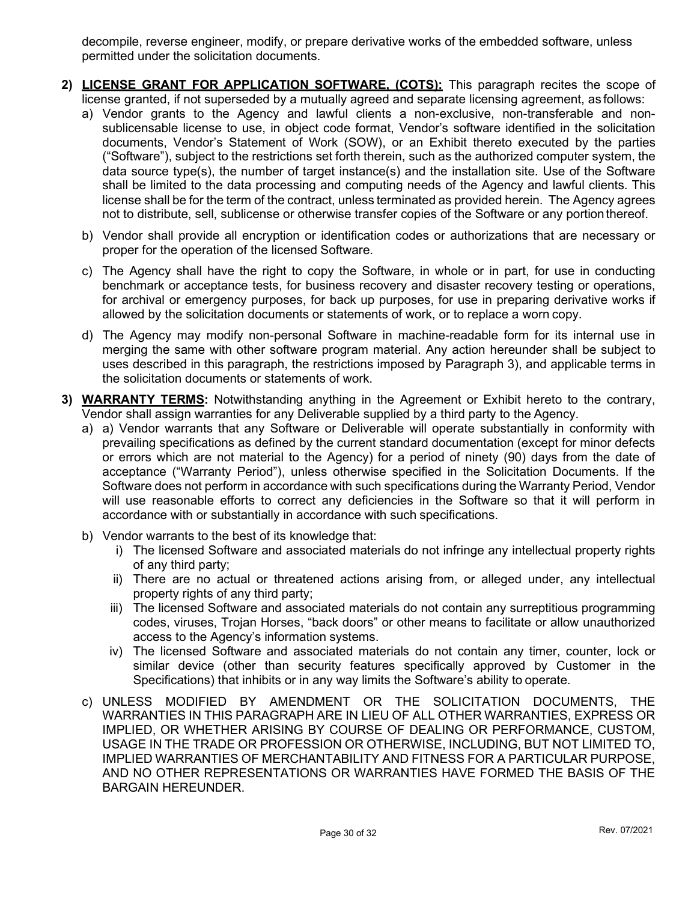decompile, reverse engineer, modify, or prepare derivative works of the embedded software, unless permitted under the solicitation documents.

2) **LICENSE GRANT FOR APPLICATION SOFTWARE, (COTS):** This paragraph recites the scope of license granted, if not superseded by a mutually agreed and separate licensing agreement, as follows:

   a) Vendor grants to the Agency and lawful clients a non-exclusive, non-transferable and non-sublicensable license to use, in object code format, Vendor's software identified in the solicitation documents, Vendor's Statement of Work (SOW), or an Exhibit thereto executed by the parties ("Software"), subject to the restrictions set forth therein, such as the authorized computer system, the data source type(s), the number of target instance(s) and the installation site. Use of the Software shall be limited to the data processing and computing needs of the Agency and lawful clients. This license shall be for the term of the contract, unless terminated as provided herein. The Agency agrees not to distribute, sell, sublicense or otherwise transfer copies of the Software or any portion thereof.

   b) Vendor shall provide all encryption or identification codes or authorizations that are necessary or proper for the operation of the licensed Software.

   c) The Agency shall have the right to copy the Software, in whole or in part, for use in conducting benchmark or acceptance tests, for business recovery and disaster recovery testing or operations, for archival or emergency purposes, for back up purposes, for use in preparing derivative works if allowed by the solicitation documents or statements of work, or to replace a worn copy.

   d) The Agency may modify non-personal Software in machine-readable form for its internal use in merging the same with other software program material. Any action hereunder shall be subject to uses described in this paragraph, the restrictions imposed by Paragraph 3), and applicable terms in the solicitation documents or statements of work.

3) **WARRANTY TERMS:** Notwithstanding anything in the Agreement or Exhibit hereto to the contrary, Vendor shall assign warranties for any Deliverable supplied by a third party to the Agency.

   a) a) Vendor warrants that any Software or Deliverable will operate substantially in conformity with prevailing specifications as defined by the current standard documentation (except for minor defects or errors which are not material to the Agency) for a period of ninety (90) days from the date of acceptance ("Warranty Period"), unless otherwise specified in the Solicitation Documents. If the Software does not perform in accordance with such specifications during the Warranty Period, Vendor will use reasonable efforts to correct any deficiencies in the Software so that it will perform in accordance with or substantially in accordance with such specifications.

   b) Vendor warrants to the best of its knowledge that:

      i) The licensed Software and associated materials do not infringe any intellectual property rights of any third party;
      ii) There are no actual or threatened actions arising from, or alleged under, any intellectual property rights of any third party;
      iii) The licensed Software and associated materials do not contain any surreptitious programming codes, viruses, Trojan Horses, "back doors" or other means to facilitate or allow unauthorized access to the Agency's information systems.
      iv) The licensed Software and associated materials do not contain any timer, counter, lock or similar device (other than security features specifically approved by Customer in the Specifications) that inhibits or in any way limits the Software's ability to operate.

   c) UNLESS MODIFIED BY AMENDMENT OR THE SOLICITATION DOCUMENTS, THE WARRANTIES IN THIS PARAGRAPH ARE IN LIEU OF ALL OTHER WARRANTIES, EXPRESS OR IMPLIED, OR WHETHER ARISING BY COURSE OF DEALING OR PERFORMANCE, CUSTOM, USAGE IN THE TRADE OR PROFESSION OR OTHERWISE, INCLUDING, BUT NOT LIMITED TO, IMPLIED WARRANTIES OF MERCHANTABILITY AND FITNESS FOR A PARTICULAR PURPOSE, AND NO OTHER REPRESENTATIONS OR WARRANTIES HAVE FORMED THE BASIS OF THE BARGAIN HEREUNDER.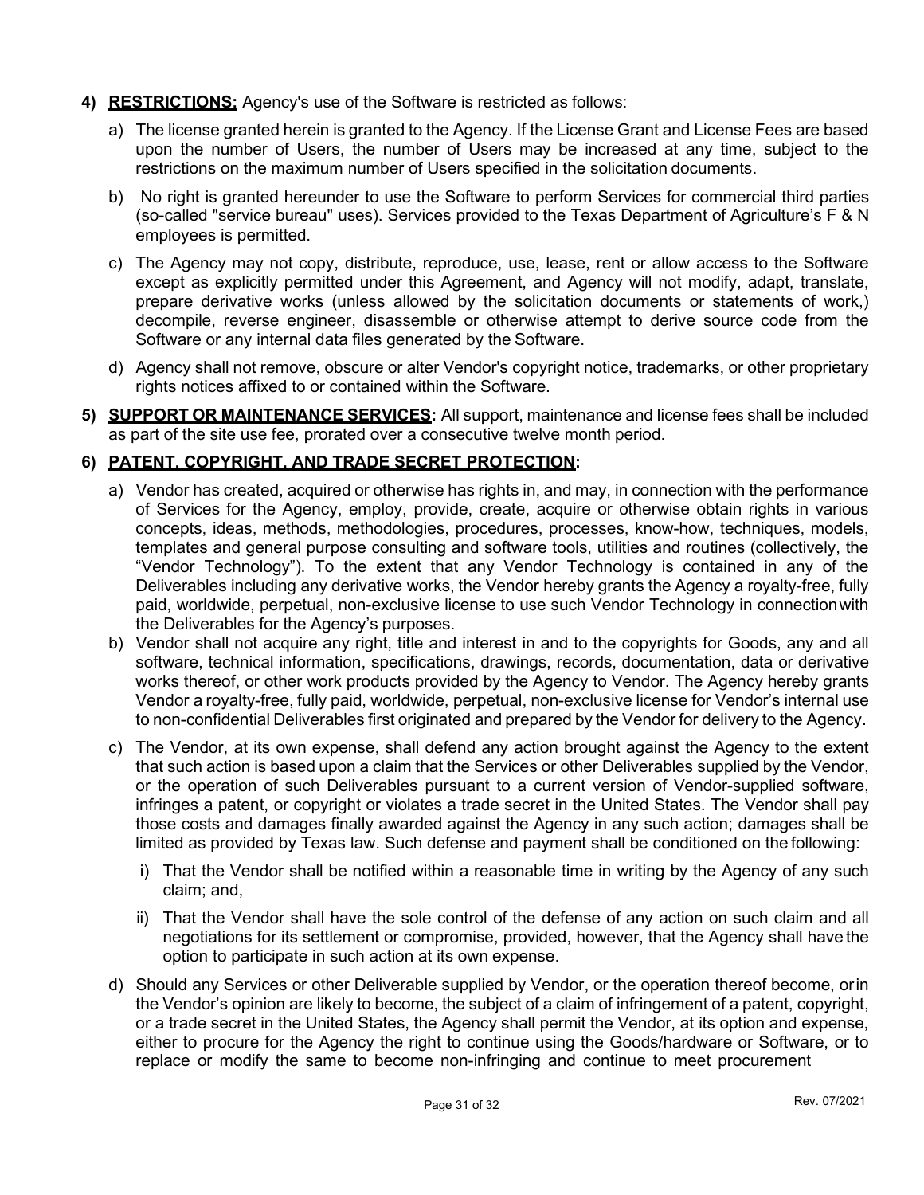4) **RESTRICTIONS:** Agency's use of the Software is restricted as follows:

   a) The license granted herein is granted to the Agency. If the License Grant and License Fees are based upon the number of Users, the number of Users may be increased at any time, subject to the restrictions on the maximum number of Users specified in the solicitation documents.

   b) No right is granted hereunder to use the Software to perform Services for commercial third parties (so-called "service bureau" uses). Services provided to the Texas Department of Agriculture's F & N employees is permitted.

   c) The Agency may not copy, distribute, reproduce, use, lease, rent or allow access to the Software except as explicitly permitted under this Agreement, and Agency will not modify, adapt, translate, prepare derivative works (unless allowed by the solicitation documents or statements of work,) decompile, reverse engineer, disassemble or otherwise attempt to derive source code from the Software or any internal data files generated by the Software.

   d) Agency shall not remove, obscure or alter Vendor's copyright notice, trademarks, or other proprietary rights notices affixed to or contained within the Software.

5) **SUPPORT OR MAINTENANCE SERVICES:** All support, maintenance and license fees shall be included as part of the site use fee, prorated over a consecutive twelve month period.

6) **PATENT, COPYRIGHT, AND TRADE SECRET PROTECTION:**

   a) Vendor has created, acquired or otherwise has rights in, and may, in connection with the performance of Services for the Agency, employ, provide, create, acquire or otherwise obtain rights in various concepts, ideas, methods, methodologies, procedures, processes, know-how, techniques, models, templates and general purpose consulting and software tools, utilities and routines (collectively, the "Vendor Technology"). To the extent that any Vendor Technology is contained in any of the Deliverables including any derivative works, the Vendor hereby grants the Agency a royalty-free, fully paid, worldwide, perpetual, non-exclusive license to use such Vendor Technology in connection with the Deliverables for the Agency's purposes.

   b) Vendor shall not acquire any right, title and interest in and to the copyrights for Goods, any and all software, technical information, specifications, drawings, records, documentation, data or derivative works thereof, or other work products provided by the Agency to Vendor. The Agency hereby grants Vendor a royalty-free, fully paid, worldwide, perpetual, non-exclusive license for Vendor's internal use to non-confidential Deliverables first originated and prepared by the Vendor for delivery to the Agency.

   c) The Vendor, at its own expense, shall defend any action brought against the Agency to the extent that such action is based upon a claim that the Services or other Deliverables supplied by the Vendor, or the operation of such Deliverables pursuant to a current version of Vendor-supplied software, infringes a patent, or copyright or violates a trade secret in the United States. The Vendor shall pay those costs and damages finally awarded against the Agency in any such action; damages shall be limited as provided by Texas law. Such defense and payment shall be conditioned on the following:

      i) That the Vendor shall be notified within a reasonable time in writing by the Agency of any such claim; and,

      ii) That the Vendor shall have the sole control of the defense of any action on such claim and all negotiations for its settlement or compromise, provided, however, that the Agency shall have the option to participate in such action at its own expense.

   d) Should any Services or other Deliverable supplied by Vendor, or the operation thereof become, or in the Vendor's opinion are likely to become, the subject of a claim of infringement of a patent, copyright, or a trade secret in the United States, the Agency shall permit the Vendor, at its option and expense, either to procure for the Agency the right to continue using the Goods/hardware or Software, or to replace or modify the same to become non-infringing and continue to meet procurement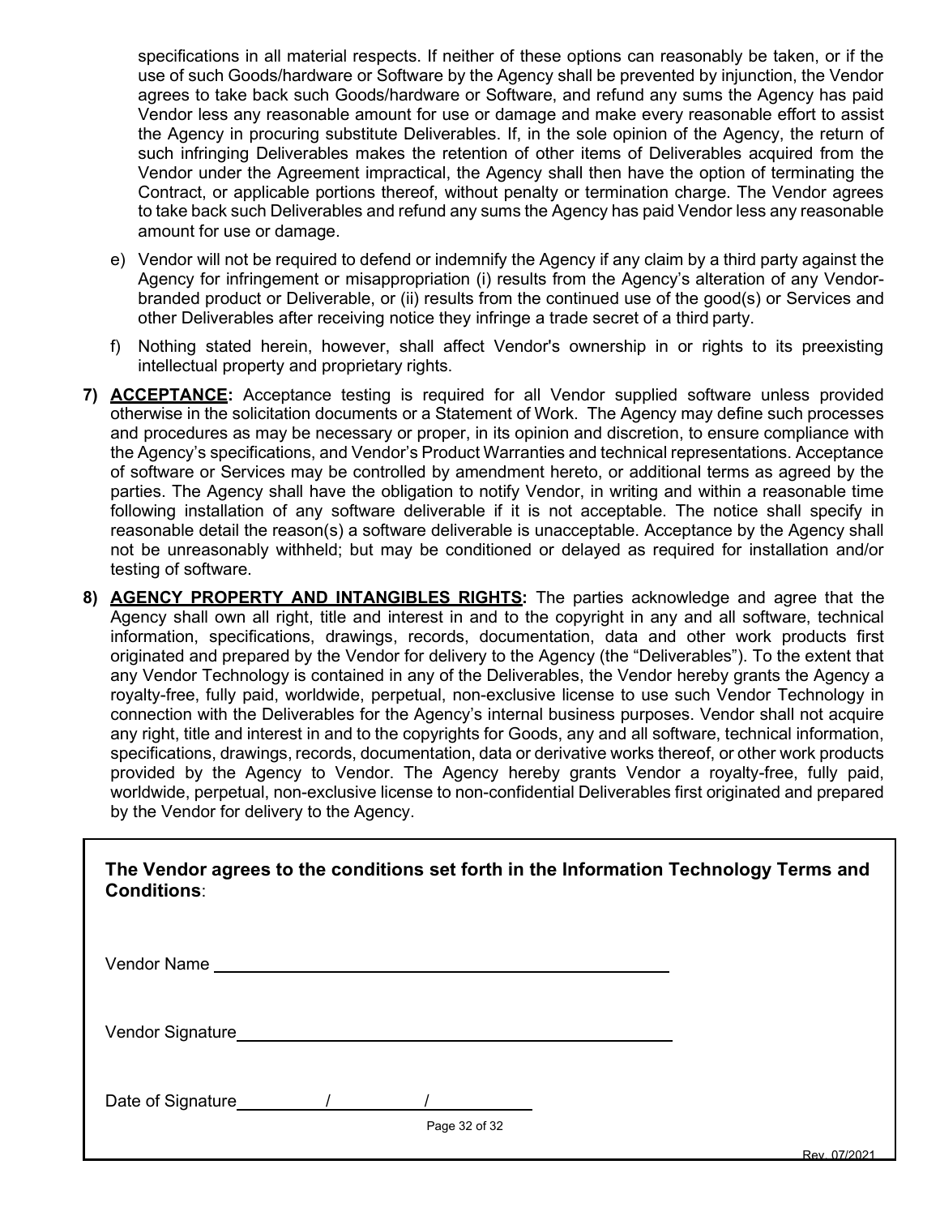specifications in all material respects. If neither of these options can reasonably be taken, or if the use of such Goods/hardware or Software by the Agency shall be prevented by injunction, the Vendor agrees to take back such Goods/hardware or Software, and refund any sums the Agency has paid Vendor less any reasonable amount for use or damage and make every reasonable effort to assist the Agency in procuring substitute Deliverables. If, in the sole opinion of the Agency, the return of such infringing Deliverables makes the retention of other items of Deliverables acquired from the Vendor under the Agreement impractical, the Agency shall then have the option of terminating the Contract, or applicable portions thereof, without penalty or termination charge. The Vendor agrees to take back such Deliverables and refund any sums the Agency has paid Vendor less any reasonable amount for use or damage.

e) Vendor will not be required to defend or indemnify the Agency if any claim by a third party against the Agency for infringement or misappropriation (i) results from the Agency's alteration of any Vendor-branded product or Deliverable, or (ii) results from the continued use of the good(s) or Services and other Deliverables after receiving notice they infringe a trade secret of a third party.

f) Nothing stated herein, however, shall affect Vendor's ownership in or rights to its preexisting intellectual property and proprietary rights.

7) **ACCEPTANCE:** Acceptance testing is required for all Vendor supplied software unless provided otherwise in the solicitation documents or a Statement of Work. The Agency may define such processes and procedures as may be necessary or proper, in its opinion and discretion, to ensure compliance with the Agency's specifications, and Vendor's Product Warranties and technical representations. Acceptance of software or Services may be controlled by amendment hereto, or additional terms as agreed by the parties. The Agency shall have the obligation to notify Vendor, in writing and within a reasonable time following installation of any software deliverable if it is not acceptable. The notice shall specify in reasonable detail the reason(s) a software deliverable is unacceptable. Acceptance by the Agency shall not be unreasonably withheld; but may be conditioned or delayed as required for installation and/or testing of software.

8) **AGENCY PROPERTY AND INTANGIBLES RIGHTS:** The parties acknowledge and agree that the Agency shall own all right, title and interest in and to the copyright in any and all software, technical information, specifications, drawings, records, documentation, data and other work products first originated and prepared by the Vendor for delivery to the Agency (the "Deliverables"). To the extent that any Vendor Technology is contained in any of the Deliverables, the Vendor hereby grants the Agency a royalty-free, fully paid, worldwide, perpetual, non-exclusive license to use such Vendor Technology in connection with the Deliverables for the Agency's internal business purposes. Vendor shall not acquire any right, title and interest in and to the copyrights for Goods, any and all software, technical information, specifications, drawings, records, documentation, data or derivative works thereof, or other work products provided by the Agency to Vendor. The Agency hereby grants Vendor a royalty-free, fully paid, worldwide, perpetual, non-exclusive license to non-confidential Deliverables first originated and prepared by the Vendor for delivery to the Agency.

**The Vendor agrees to the conditions set forth in the Information Technology Terms and Conditions**:

Vendor Name ______________________________

Vendor Signature ______________________________

Date of Signature ______ / ______ / ______

Rev. 07/2021